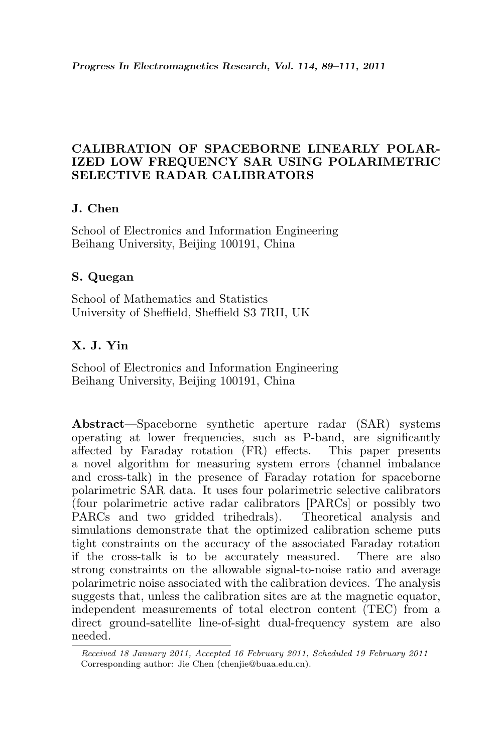# CALIBRATION OF SPACEBORNE LINEARLY POLARIZED LOW FREQUENCY SAR USING POLARIMETRIC SELECTIVE RADAR CALIBRATORS

**J. Chen**

School of Electronics and Information Engineering
Beihang University, Beijing 100191, China

**S. Quegan**

School of Mathematics and Statistics
University of Sheffield, Sheffield S3 7RH, UK

**X. J. Yin**

School of Electronics and Information Engineering
Beihang University, Beijing 100191, China

**Abstract**—Spaceborne synthetic aperture radar (SAR) systems operating at lower frequencies, such as P-band, are significantly affected by Faraday rotation (FR) effects. This paper presents a novel algorithm for measuring system errors (channel imbalance and cross-talk) in the presence of Faraday rotation for spaceborne polarimetric SAR data. It uses four polarimetric selective calibrators (four polarimetric active radar calibrators [PARCs] or possibly two PARCs and two gridded trihedrals). Theoretical analysis and simulations demonstrate that the optimized calibration scheme puts tight constraints on the accuracy of the associated Faraday rotation if the cross-talk is to be accurately measured. There are also strong constraints on the allowable signal-to-noise ratio and average polarimetric noise associated with the calibration devices. The analysis suggests that, unless the calibration sites are at the magnetic equator, independent measurements of total electron content (TEC) from a direct ground-satellite line-of-sight dual-frequency system are also needed.

*Received 18 January 2011, Accepted 16 February 2011, Scheduled 19 February 2011*
Corresponding author: Jie Chen (chenjie@buaa.edu.cn).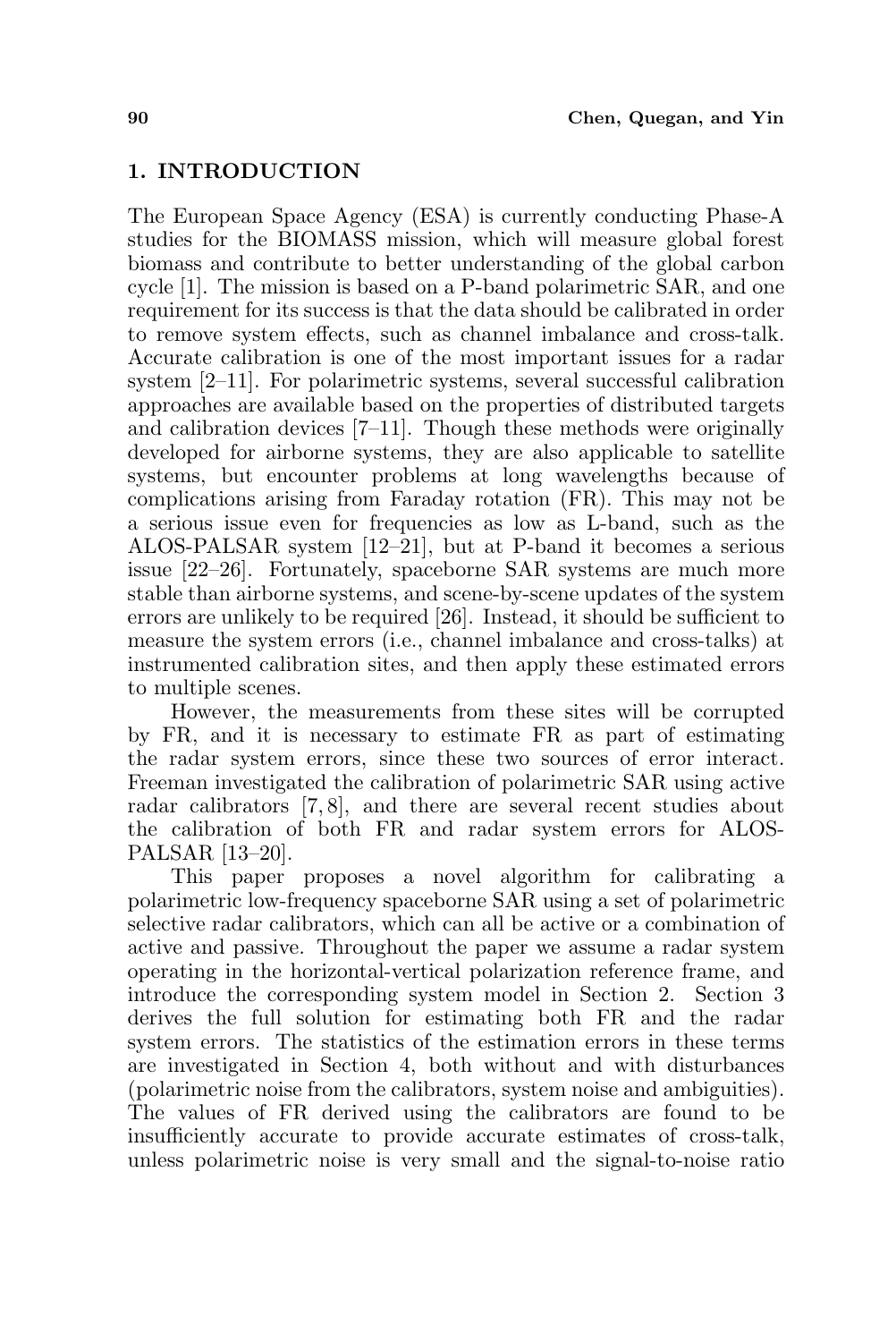## 1. INTRODUCTION

The European Space Agency (ESA) is currently conducting Phase-A studies for the BIOMASS mission, which will measure global forest biomass and contribute to better understanding of the global carbon cycle [1]. The mission is based on a P-band polarimetric SAR, and one requirement for its success is that the data should be calibrated in order to remove system effects, such as channel imbalance and cross-talk. Accurate calibration is one of the most important issues for a radar system [2–11]. For polarimetric systems, several successful calibration approaches are available based on the properties of distributed targets and calibration devices [7–11]. Though these methods were originally developed for airborne systems, they are also applicable to satellite systems, but encounter problems at long wavelengths because of complications arising from Faraday rotation (FR). This may not be a serious issue even for frequencies as low as L-band, such as the ALOS-PALSAR system [12–21], but at P-band it becomes a serious issue [22–26]. Fortunately, spaceborne SAR systems are much more stable than airborne systems, and scene-by-scene updates of the system errors are unlikely to be required [26]. Instead, it should be sufficient to measure the system errors (i.e., channel imbalance and cross-talks) at instrumented calibration sites, and then apply these estimated errors to multiple scenes.

However, the measurements from these sites will be corrupted by FR, and it is necessary to estimate FR as part of estimating the radar system errors, since these two sources of error interact. Freeman investigated the calibration of polarimetric SAR using active radar calibrators [7, 8], and there are several recent studies about the calibration of both FR and radar system errors for ALOS-PALSAR [13–20].

This paper proposes a novel algorithm for calibrating a polarimetric low-frequency spaceborne SAR using a set of polarimetric selective radar calibrators, which can all be active or a combination of active and passive. Throughout the paper we assume a radar system operating in the horizontal-vertical polarization reference frame, and introduce the corresponding system model in Section 2. Section 3 derives the full solution for estimating both FR and the radar system errors. The statistics of the estimation errors in these terms are investigated in Section 4, both without and with disturbances (polarimetric noise from the calibrators, system noise and ambiguities). The values of FR derived using the calibrators are found to be insufficiently accurate to provide accurate estimates of cross-talk, unless polarimetric noise is very small and the signal-to-noise ratio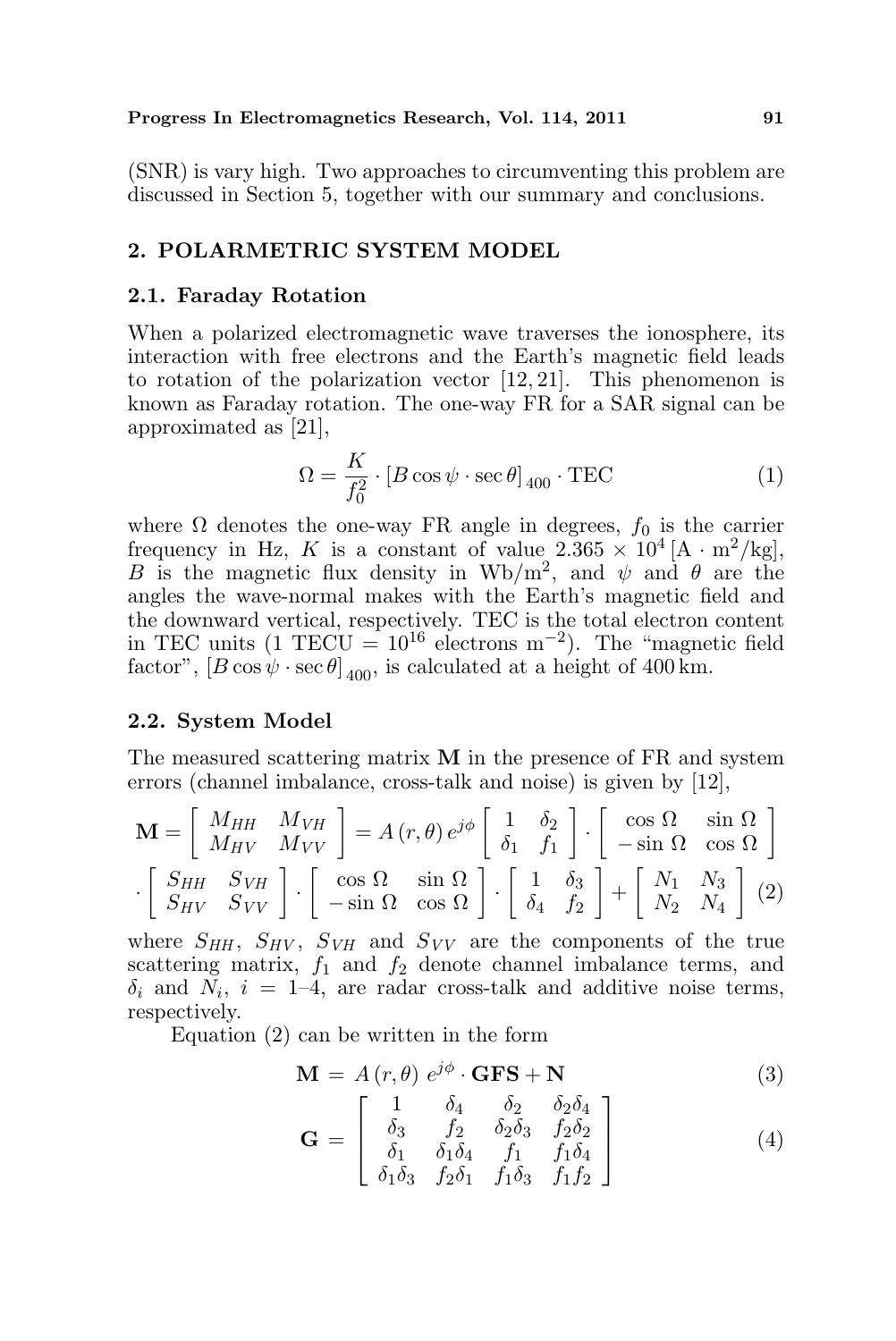(SNR) is vary high. Two approaches to circumventing this problem are discussed in Section 5, together with our summary and conclusions.

## 2. POLARMETRIC SYSTEM MODEL

### 2.1. Faraday Rotation

When a polarized electromagnetic wave traverses the ionosphere, its interaction with free electrons and the Earth's magnetic field leads to rotation of the polarization vector [12, 21]. This phenomenon is known as Faraday rotation. The one-way FR for a SAR signal can be approximated as [21],

$$\Omega = \frac{K}{f_0^2} \cdot [B \cos\psi \cdot \sec\theta]_{400} \cdot \text{TEC} \tag{1}$$

where $\Omega$ denotes the one-way FR angle in degrees, $f_0$ is the carrier frequency in Hz, $K$ is a constant of value $2.365 \times 10^4\,[\text{A} \cdot \text{m}^2/\text{kg}]$, $B$ is the magnetic flux density in $\text{Wb/m}^2$, and $\psi$ and $\theta$ are the angles the wave-normal makes with the Earth's magnetic field and the downward vertical, respectively. TEC is the total electron content in TEC units (1 TECU $= 10^{16}$ electrons $\text{m}^{-2}$). The "magnetic field factor", $[B \cos\psi \cdot \sec\theta]_{400}$, is calculated at a height of 400 km.

### 2.2. System Model

The measured scattering matrix $\mathbf{M}$ in the presence of FR and system errors (channel imbalance, cross-talk and noise) is given by [12],

$$\mathbf{M} = \begin{bmatrix} M_{HH} & M_{VH} \\ M_{HV} & M_{VV} \end{bmatrix} = A(r,\theta)\, e^{j\phi} \begin{bmatrix} 1 & \delta_2 \\ \delta_1 & f_1 \end{bmatrix} \cdot \begin{bmatrix} \cos\Omega & \sin\Omega \\ -\sin\Omega & \cos\Omega \end{bmatrix}$$
$$\cdot \begin{bmatrix} S_{HH} & S_{VH} \\ S_{HV} & S_{VV} \end{bmatrix} \cdot \begin{bmatrix} \cos\Omega & \sin\Omega \\ -\sin\Omega & \cos\Omega \end{bmatrix} \cdot \begin{bmatrix} 1 & \delta_3 \\ \delta_4 & f_2 \end{bmatrix} + \begin{bmatrix} N_1 & N_3 \\ N_2 & N_4 \end{bmatrix} \tag{2}$$

where $S_{HH}$, $S_{HV}$, $S_{VH}$ and $S_{VV}$ are the components of the true scattering matrix, $f_1$ and $f_2$ denote channel imbalance terms, and $\delta_i$ and $N_i$, $i = 1$–$4$, are radar cross-talk and additive noise terms, respectively.

Equation (2) can be written in the form

$$\mathbf{M} = A(r,\theta)\, e^{j\phi} \cdot \mathbf{GFS} + \mathbf{N} \tag{3}$$

$$\mathbf{G} = \begin{bmatrix} 1 & \delta_4 & \delta_2 & \delta_2\delta_4 \\ \delta_3 & f_2 & \delta_2\delta_3 & f_2\delta_2 \\ \delta_1 & \delta_1\delta_4 & f_1 & f_1\delta_4 \\ \delta_1\delta_3 & f_2\delta_1 & f_1\delta_3 & f_1 f_2 \end{bmatrix} \tag{4}$$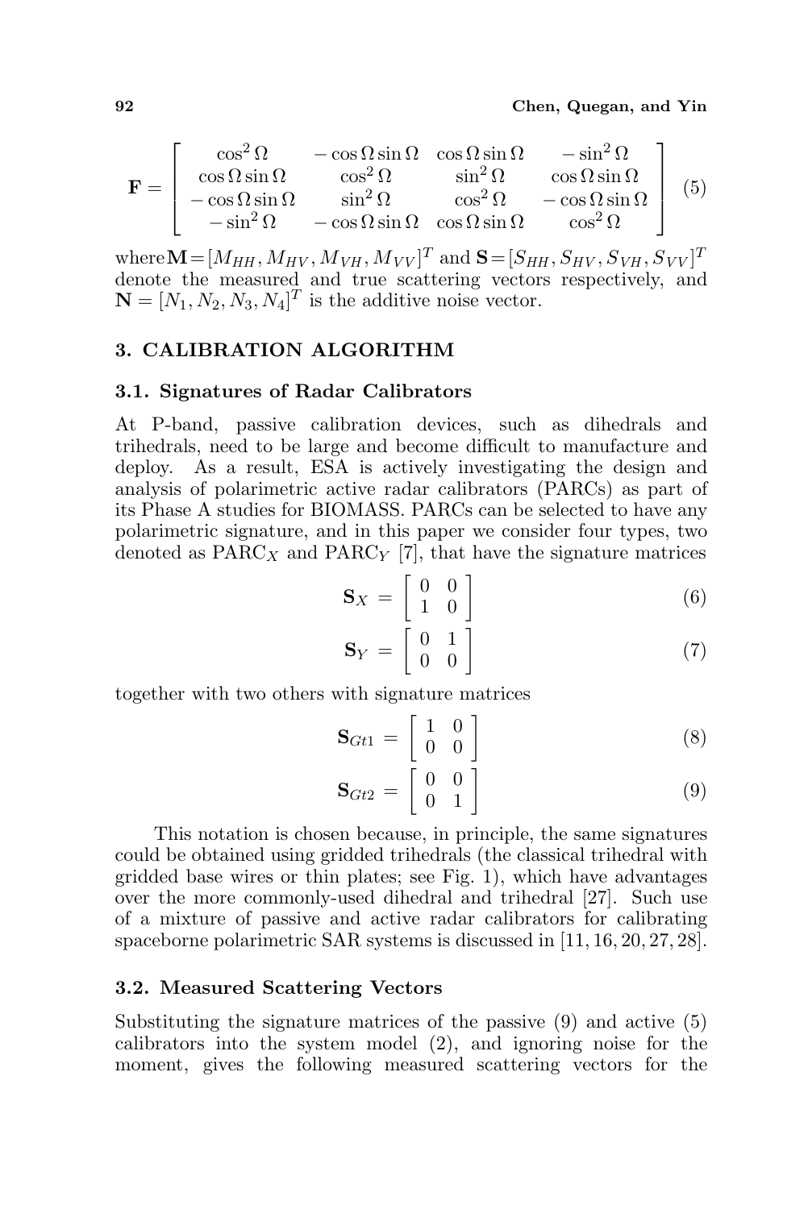$$
\mathbf{F} = \begin{bmatrix} \cos^2\Omega & -\cos\Omega\sin\Omega & \cos\Omega\sin\Omega & -\sin^2\Omega \\ \cos\Omega\sin\Omega & \cos^2\Omega & \sin^2\Omega & \cos\Omega\sin\Omega \\ -\cos\Omega\sin\Omega & \sin^2\Omega & \cos^2\Omega & -\cos\Omega\sin\Omega \\ -\sin^2\Omega & -\cos\Omega\sin\Omega & \cos\Omega\sin\Omega & \cos^2\Omega \end{bmatrix} \tag{5}
$$

where $\mathbf{M} = [M_{HH}, M_{HV}, M_{VH}, M_{VV}]^T$ and $\mathbf{S} = [S_{HH}, S_{HV}, S_{VH}, S_{VV}]^T$ denote the measured and true scattering vectors respectively, and $\mathbf{N} = [N_1, N_2, N_3, N_4]^T$ is the additive noise vector.

## 3. CALIBRATION ALGORITHM

### 3.1. Signatures of Radar Calibrators

At P-band, passive calibration devices, such as dihedrals and trihedrals, need to be large and become difficult to manufacture and deploy. As a result, ESA is actively investigating the design and analysis of polarimetric active radar calibrators (PARCs) as part of its Phase A studies for BIOMASS. PARCs can be selected to have any polarimetric signature, and in this paper we consider four types, two denoted as $\text{PARC}_X$ and $\text{PARC}_Y$ [7], that have the signature matrices

$$
\mathbf{S}_X = \begin{bmatrix} 0 & 0 \\ 1 & 0 \end{bmatrix} \tag{6}
$$

$$
\mathbf{S}_Y = \begin{bmatrix} 0 & 1 \\ 0 & 0 \end{bmatrix} \tag{7}
$$

together with two others with signature matrices

$$
\mathbf{S}_{Gt1} = \begin{bmatrix} 1 & 0 \\ 0 & 0 \end{bmatrix} \tag{8}
$$

$$
\mathbf{S}_{Gt2} = \begin{bmatrix} 0 & 0 \\ 0 & 1 \end{bmatrix} \tag{9}
$$

This notation is chosen because, in principle, the same signatures could be obtained using gridded trihedrals (the classical trihedral with gridded base wires or thin plates; see Fig. 1), which have advantages over the more commonly-used dihedral and trihedral [27]. Such use of a mixture of passive and active radar calibrators for calibrating spaceborne polarimetric SAR systems is discussed in [11, 16, 20, 27, 28].

### 3.2. Measured Scattering Vectors

Substituting the signature matrices of the passive (9) and active (5) calibrators into the system model (2), and ignoring noise for the moment, gives the following measured scattering vectors for the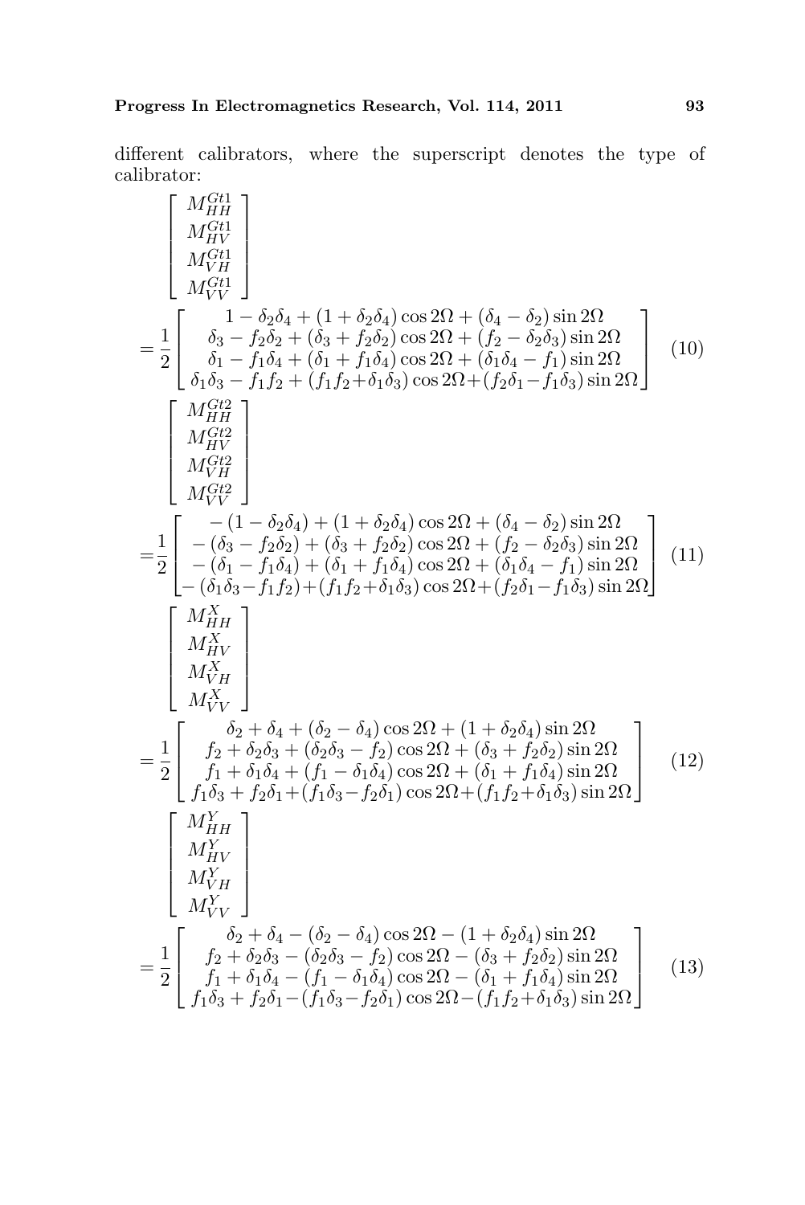different calibrators, where the superscript denotes the type of calibrator:

$$
\begin{bmatrix} M_{HH}^{Gt1} \\ M_{HV}^{Gt1} \\ M_{VH}^{Gt1} \\ M_{VV}^{Gt1} \end{bmatrix}
= \frac{1}{2} \begin{bmatrix} 1-\delta_2\delta_4+(1+\delta_2\delta_4)\cos 2\Omega+(\delta_4-\delta_2)\sin 2\Omega \\ \delta_3-f_2\delta_2+(\delta_3+f_2\delta_2)\cos 2\Omega+(f_2-\delta_2\delta_3)\sin 2\Omega \\ \delta_1-f_1\delta_4+(\delta_1+f_1\delta_4)\cos 2\Omega+(\delta_1\delta_4-f_1)\sin 2\Omega \\ \delta_1\delta_3-f_1f_2+(f_1f_2+\delta_1\delta_3)\cos 2\Omega+(f_2\delta_1-f_1\delta_3)\sin 2\Omega \end{bmatrix} \tag{10}
$$

$$
\begin{bmatrix} M_{HH}^{Gt2} \\ M_{HV}^{Gt2} \\ M_{VH}^{Gt2} \\ M_{VV}^{Gt2} \end{bmatrix}
= \frac{1}{2} \begin{bmatrix} -(1-\delta_2\delta_4)+(1+\delta_2\delta_4)\cos 2\Omega+(\delta_4-\delta_2)\sin 2\Omega \\ -(\delta_3-f_2\delta_2)+(\delta_3+f_2\delta_2)\cos 2\Omega+(f_2-\delta_2\delta_3)\sin 2\Omega \\ -(\delta_1-f_1\delta_4)+(\delta_1+f_1\delta_4)\cos 2\Omega+(\delta_1\delta_4-f_1)\sin 2\Omega \\ -(\delta_1\delta_3-f_1f_2)+(f_1f_2+\delta_1\delta_3)\cos 2\Omega+(f_2\delta_1-f_1\delta_3)\sin 2\Omega \end{bmatrix} \tag{11}
$$

$$
\begin{bmatrix} M_{HH}^{X} \\ M_{HV}^{X} \\ M_{VH}^{X} \\ M_{VV}^{X} \end{bmatrix}
= \frac{1}{2} \begin{bmatrix} \delta_2+\delta_4+(\delta_2-\delta_4)\cos 2\Omega+(1+\delta_2\delta_4)\sin 2\Omega \\ f_2+\delta_2\delta_3+(\delta_2\delta_3-f_2)\cos 2\Omega+(\delta_3+f_2\delta_2)\sin 2\Omega \\ f_1+\delta_1\delta_4+(f_1-\delta_1\delta_4)\cos 2\Omega+(\delta_1+f_1\delta_4)\sin 2\Omega \\ f_1\delta_3+f_2\delta_1+(f_1\delta_3-f_2\delta_1)\cos 2\Omega+(f_1f_2+\delta_1\delta_3)\sin 2\Omega \end{bmatrix} \tag{12}
$$

$$
\begin{bmatrix} M_{HH}^{Y} \\ M_{HV}^{Y} \\ M_{VH}^{Y} \\ M_{VV}^{Y} \end{bmatrix}
= \frac{1}{2} \begin{bmatrix} \delta_2+\delta_4-(\delta_2-\delta_4)\cos 2\Omega-(1+\delta_2\delta_4)\sin 2\Omega \\ f_2+\delta_2\delta_3-(\delta_2\delta_3-f_2)\cos 2\Omega-(\delta_3+f_2\delta_2)\sin 2\Omega \\ f_1+\delta_1\delta_4-(f_1-\delta_1\delta_4)\cos 2\Omega-(\delta_1+f_1\delta_4)\sin 2\Omega \\ f_1\delta_3+f_2\delta_1-(f_1\delta_3-f_2\delta_1)\cos 2\Omega-(f_1f_2+\delta_1\delta_3)\sin 2\Omega \end{bmatrix} \tag{13}
$$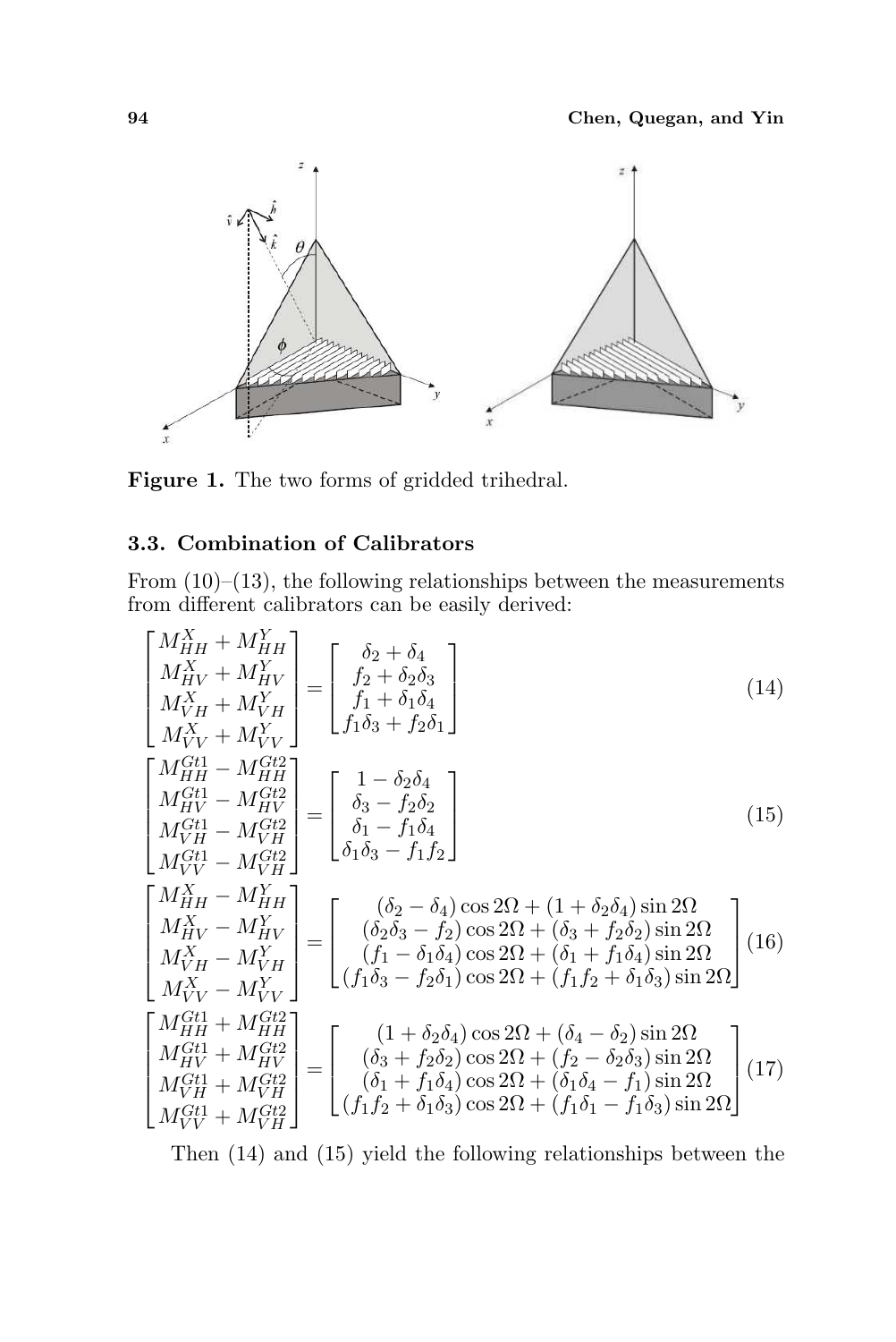**Figure 1.** The two forms of gridded trihedral.

### 3.3. Combination of Calibrators

From (10)–(13), the following relationships between the measurements from different calibrators can be easily derived:

$$\begin{bmatrix} M_{HH}^{X}+M_{HH}^{Y} \\ M_{HV}^{X}+M_{HV}^{Y} \\ M_{VH}^{X}+M_{VH}^{Y} \\ M_{VV}^{X}+M_{VV}^{Y} \end{bmatrix} = \begin{bmatrix} \delta_2+\delta_4 \\ f_2+\delta_2\delta_3 \\ f_1+\delta_1\delta_4 \\ f_1\delta_3+f_2\delta_1 \end{bmatrix} \tag{14}$$

$$\begin{bmatrix} M_{HH}^{Gt1}-M_{HH}^{Gt2} \\ M_{HV}^{Gt1}-M_{HV}^{Gt2} \\ M_{VH}^{Gt1}-M_{VH}^{Gt2} \\ M_{VV}^{Gt1}-M_{VH}^{Gt2} \end{bmatrix} = \begin{bmatrix} 1-\delta_2\delta_4 \\ \delta_3-f_2\delta_2 \\ \delta_1-f_1\delta_4 \\ \delta_1\delta_3-f_1f_2 \end{bmatrix} \tag{15}$$

$$\begin{bmatrix} M_{HH}^{X}-M_{HH}^{Y} \\ M_{HV}^{X}-M_{HV}^{Y} \\ M_{VH}^{X}-M_{VH}^{Y} \\ M_{VV}^{X}-M_{VV}^{Y} \end{bmatrix} = \begin{bmatrix} (\delta_2-\delta_4)\cos 2\Omega+(1+\delta_2\delta_4)\sin 2\Omega \\ (\delta_2\delta_3-f_2)\cos 2\Omega+(\delta_3+f_2\delta_2)\sin 2\Omega \\ (f_1-\delta_1\delta_4)\cos 2\Omega+(\delta_1+f_1\delta_4)\sin 2\Omega \\ (f_1\delta_3-f_2\delta_1)\cos 2\Omega+(f_1f_2+\delta_1\delta_3)\sin 2\Omega \end{bmatrix} \tag{16}$$

$$\begin{bmatrix} M_{HH}^{Gt1}+M_{HH}^{Gt2} \\ M_{HV}^{Gt1}+M_{HV}^{Gt2} \\ M_{VH}^{Gt1}+M_{VH}^{Gt2} \\ M_{VV}^{Gt1}+M_{VH}^{Gt2} \end{bmatrix} = \begin{bmatrix} (1+\delta_2\delta_4)\cos 2\Omega+(\delta_4-\delta_2)\sin 2\Omega \\ (\delta_3+f_2\delta_2)\cos 2\Omega+(f_2-\delta_2\delta_3)\sin 2\Omega \\ (\delta_1+f_1\delta_4)\cos 2\Omega+(\delta_1\delta_4-f_1)\sin 2\Omega \\ (f_1f_2+\delta_1\delta_3)\cos 2\Omega+(f_1\delta_1-f_1\delta_3)\sin 2\Omega \end{bmatrix} \tag{17}$$

Then (14) and (15) yield the following relationships between the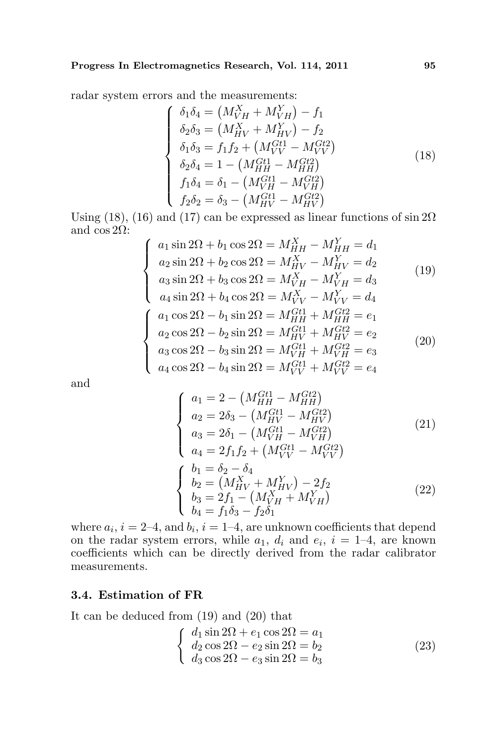radar system errors and the measurements:

$$\begin{cases} \delta_1\delta_4 = \left(M_{VH}^X + M_{VH}^Y\right) - f_1 \\ \delta_2\delta_3 = \left(M_{HV}^X + M_{HV}^Y\right) - f_2 \\ \delta_1\delta_3 = f_1 f_2 + \left(M_{VV}^{Gt1} - M_{VV}^{Gt2}\right) \\ \delta_2\delta_4 = 1 - \left(M_{HH}^{Gt1} - M_{HH}^{Gt2}\right) \\ f_1\delta_4 = \delta_1 - \left(M_{VH}^{Gt1} - M_{VH}^{Gt2}\right) \\ f_2\delta_2 = \delta_3 - \left(M_{HV}^{Gt1} - M_{HV}^{Gt2}\right) \end{cases} \tag{18}$$

Using (18), (16) and (17) can be expressed as linear functions of $\sin 2\Omega$ and $\cos 2\Omega$:

$$\begin{cases} a_1 \sin 2\Omega + b_1 \cos 2\Omega = M_{HH}^X - M_{HH}^Y = d_1 \\ a_2 \sin 2\Omega + b_2 \cos 2\Omega = M_{HV}^X - M_{HV}^Y = d_2 \\ a_3 \sin 2\Omega + b_3 \cos 2\Omega = M_{VH}^X - M_{VH}^Y = d_3 \\ a_4 \sin 2\Omega + b_4 \cos 2\Omega = M_{VV}^X - M_{VV}^Y = d_4 \end{cases} \tag{19}$$

$$\begin{cases} a_1 \cos 2\Omega - b_1 \sin 2\Omega = M_{HH}^{Gt1} + M_{HH}^{Gt2} = e_1 \\ a_2 \cos 2\Omega - b_2 \sin 2\Omega = M_{HV}^{Gt1} + M_{HV}^{Gt2} = e_2 \\ a_3 \cos 2\Omega - b_3 \sin 2\Omega = M_{VH}^{Gt1} + M_{VH}^{Gt2} = e_3 \\ a_4 \cos 2\Omega - b_4 \sin 2\Omega = M_{VV}^{Gt1} + M_{VV}^{Gt2} = e_4 \end{cases} \tag{20}$$

and

$$\begin{cases} a_1 = 2 - \left(M_{HH}^{Gt1} - M_{HH}^{Gt2}\right) \\ a_2 = 2\delta_3 - \left(M_{HV}^{Gt1} - M_{HV}^{Gt2}\right) \\ a_3 = 2\delta_1 - \left(M_{VH}^{Gt1} - M_{VH}^{Gt2}\right) \\ a_4 = 2 f_1 f_2 + \left(M_{VV}^{Gt1} - M_{VV}^{Gt2}\right) \end{cases} \tag{21}$$

$$\begin{cases} b_1 = \delta_2 - \delta_4 \\ b_2 = \left(M_{HV}^X + M_{HV}^Y\right) - 2 f_2 \\ b_3 = 2 f_1 - \left(M_{VH}^X + M_{VH}^Y\right) \\ b_4 = f_1\delta_3 - f_2\delta_1 \end{cases} \tag{22}$$

where $a_i$, $i = 2$–$4$, and $b_i$, $i = 1$–$4$, are unknown coefficients that depend on the radar system errors, while $a_1$, $d_i$ and $e_i$, $i = 1$–$4$, are known coefficients which can be directly derived from the radar calibrator measurements.

### 3.4. Estimation of FR

It can be deduced from (19) and (20) that

$$\begin{cases} d_1 \sin 2\Omega + e_1 \cos 2\Omega = a_1 \\ d_2 \cos 2\Omega - e_2 \sin 2\Omega = b_2 \\ d_3 \cos 2\Omega - e_3 \sin 2\Omega = b_3 \end{cases} \tag{23}$$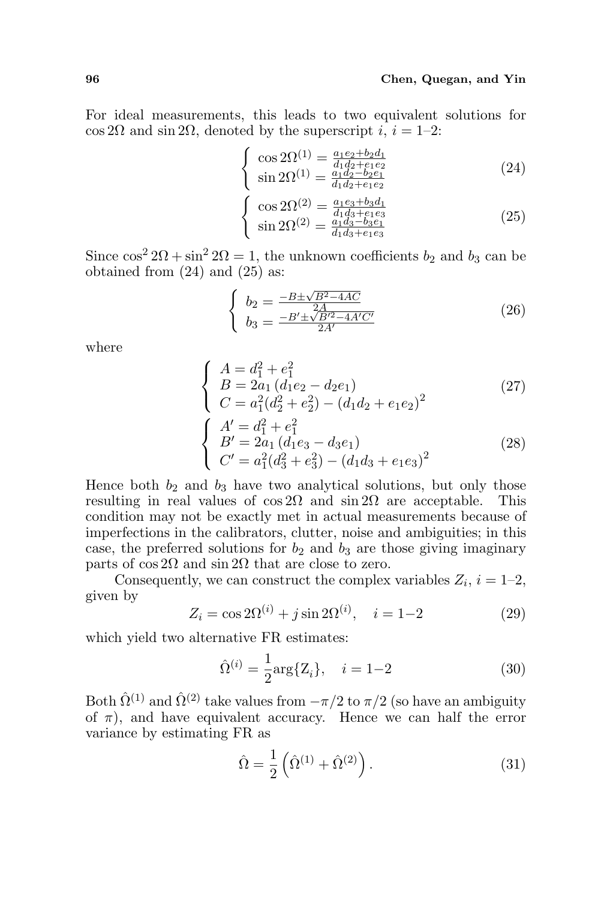For ideal measurements, this leads to two equivalent solutions for $\cos 2\Omega$ and $\sin 2\Omega$, denoted by the superscript $i$, $i = 1$–2:

$$\begin{cases} \cos 2\Omega^{(1)} = \frac{a_1 e_2 + b_2 d_1}{d_1 d_2 + e_1 e_2} \\ \sin 2\Omega^{(1)} = \frac{a_1 d_2 - b_2 e_1}{d_1 d_2 + e_1 e_2} \end{cases} \tag{24}$$

$$\begin{cases} \cos 2\Omega^{(2)} = \frac{a_1 e_3 + b_3 d_1}{d_1 d_3 + e_1 e_3} \\ \sin 2\Omega^{(2)} = \frac{a_1 d_3 - b_3 e_1}{d_1 d_3 + e_1 e_3} \end{cases} \tag{25}$$

Since $\cos^2 2\Omega + \sin^2 2\Omega = 1$, the unknown coefficients $b_2$ and $b_3$ can be obtained from (24) and (25) as:

$$\begin{cases} b_2 = \frac{-B \pm \sqrt{B^2 - 4AC}}{2A} \\ b_3 = \frac{-B' \pm \sqrt{B'^2 - 4A'C'}}{2A'} \end{cases} \tag{26}$$

where

$$\begin{cases} A = d_1^2 + e_1^2 \\ B = 2a_1 \left(d_1 e_2 - d_2 e_1\right) \\ C = a_1^2 (d_2^2 + e_2^2) - \left(d_1 d_2 + e_1 e_2\right)^2 \end{cases} \tag{27}$$

$$\begin{cases} A' = d_1^2 + e_1^2 \\ B' = 2a_1 \left(d_1 e_3 - d_3 e_1\right) \\ C' = a_1^2 (d_3^2 + e_3^2) - \left(d_1 d_3 + e_1 e_3\right)^2 \end{cases} \tag{28}$$

Hence both $b_2$ and $b_3$ have two analytical solutions, but only those resulting in real values of $\cos 2\Omega$ and $\sin 2\Omega$ are acceptable. This condition may not be exactly met in actual measurements because of imperfections in the calibrators, clutter, noise and ambiguities; in this case, the preferred solutions for $b_2$ and $b_3$ are those giving imaginary parts of $\cos 2\Omega$ and $\sin 2\Omega$ that are close to zero.

Consequently, we can construct the complex variables $Z_i$, $i = 1$–2, given by

$$Z_i = \cos 2\Omega^{(i)} + j \sin 2\Omega^{(i)}, \quad i = 1\text{–}2 \tag{29}$$

which yield two alternative FR estimates:

$$\hat{\Omega}^{(i)} = \frac{1}{2} \arg\{\mathrm{Z}_i\}, \quad i = 1\text{–}2 \tag{30}$$

Both $\hat{\Omega}^{(1)}$ and $\hat{\Omega}^{(2)}$ take values from $-\pi/2$ to $\pi/2$ (so have an ambiguity of $\pi$), and have equivalent accuracy. Hence we can half the error variance by estimating FR as

$$\hat{\Omega} = \frac{1}{2} \left( \hat{\Omega}^{(1)} + \hat{\Omega}^{(2)} \right). \tag{31}$$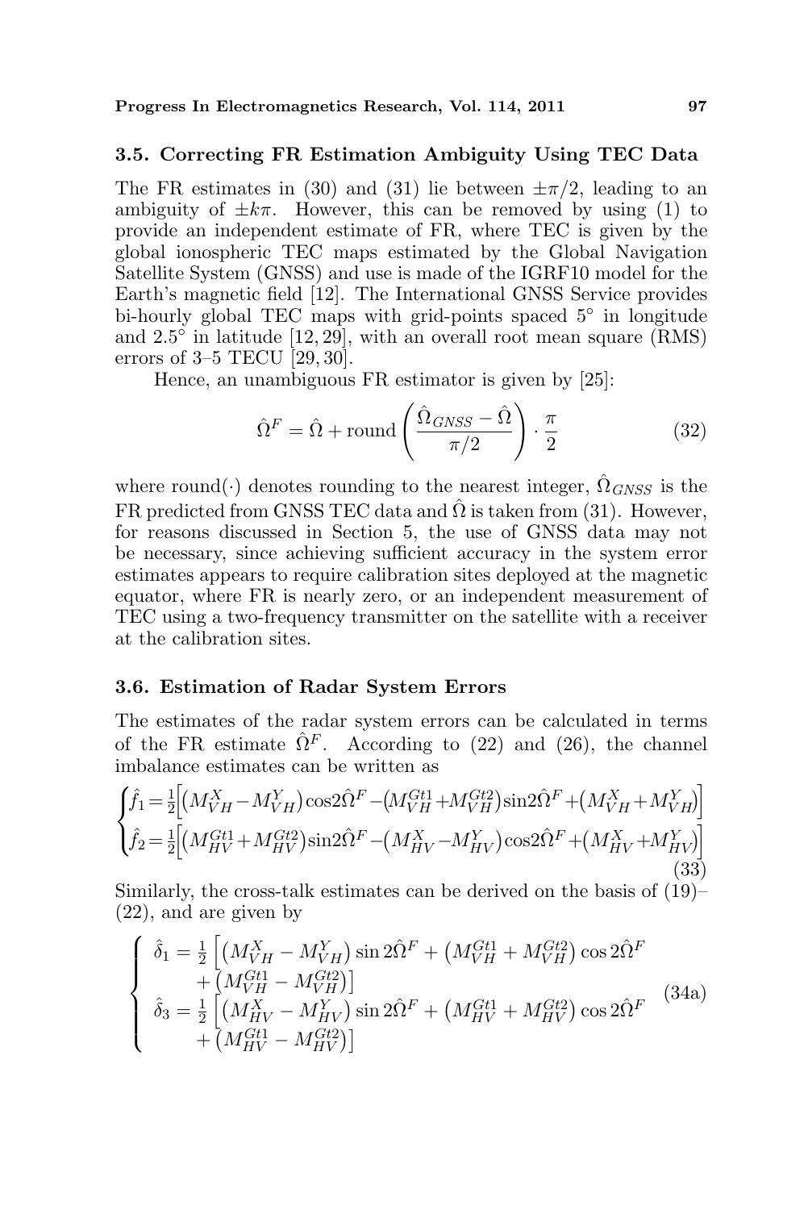### 3.5. Correcting FR Estimation Ambiguity Using TEC Data

The FR estimates in (30) and (31) lie between $\pm\pi/2$, leading to an ambiguity of $\pm k\pi$. However, this can be removed by using (1) to provide an independent estimate of FR, where TEC is given by the global ionospheric TEC maps estimated by the Global Navigation Satellite System (GNSS) and use is made of the IGRF10 model for the Earth's magnetic field [12]. The International GNSS Service provides bi-hourly global TEC maps with grid-points spaced 5° in longitude and 2.5° in latitude [12, 29], with an overall root mean square (RMS) errors of 3–5 TECU [29, 30].

Hence, an unambiguous FR estimator is given by [25]:

$$\hat{\Omega}^F = \hat{\Omega} + \text{round}\left(\frac{\hat{\Omega}_{GNSS} - \hat{\Omega}}{\pi/2}\right) \cdot \frac{\pi}{2} \tag{32}$$

where round$(\cdot)$ denotes rounding to the nearest integer, $\hat{\Omega}_{GNSS}$ is the FR predicted from GNSS TEC data and $\hat{\Omega}$ is taken from (31). However, for reasons discussed in Section 5, the use of GNSS data may not be necessary, since achieving sufficient accuracy in the system error estimates appears to require calibration sites deployed at the magnetic equator, where FR is nearly zero, or an independent measurement of TEC using a two-frequency transmitter on the satellite with a receiver at the calibration sites.

### 3.6. Estimation of Radar System Errors

The estimates of the radar system errors can be calculated in terms of the FR estimate $\hat{\Omega}^F$. According to (22) and (26), the channel imbalance estimates can be written as

$$\begin{cases} \hat{f}_1 = \frac{1}{2}\Big[\big(M^X_{VH} - M^Y_{VH}\big)\cos 2\hat{\Omega}^F - \big(M^{Gt1}_{VH} + M^{Gt2}_{VH}\big)\sin 2\hat{\Omega}^F + \big(M^X_{VH} + M^Y_{VH}\big)\Big] \\ \hat{f}_2 = \frac{1}{2}\Big[\big(M^{Gt1}_{HV} + M^{Gt2}_{HV}\big)\sin 2\hat{\Omega}^F - \big(M^X_{HV} - M^Y_{HV}\big)\cos 2\hat{\Omega}^F + \big(M^X_{HV} + M^Y_{HV}\big)\Big] \end{cases} \tag{33}$$

Similarly, the cross-talk estimates can be derived on the basis of (19)–(22), and are given by

$$\begin{cases} \hat{\delta}_1 = \frac{1}{2}\Big[\big(M^X_{VH} - M^Y_{VH}\big)\sin 2\hat{\Omega}^F + \big(M^{Gt1}_{VH} + M^{Gt2}_{VH}\big)\cos 2\hat{\Omega}^F \\ \qquad + \big(M^{Gt1}_{VH} - M^{Gt2}_{VH}\big)\Big] \\ \hat{\delta}_3 = \frac{1}{2}\Big[\big(M^X_{HV} - M^Y_{HV}\big)\sin 2\hat{\Omega}^F + \big(M^{Gt1}_{HV} + M^{Gt2}_{HV}\big)\cos 2\hat{\Omega}^F \\ \qquad + \big(M^{Gt1}_{HV} - M^{Gt2}_{HV}\big)\Big] \end{cases} \tag{34a}$$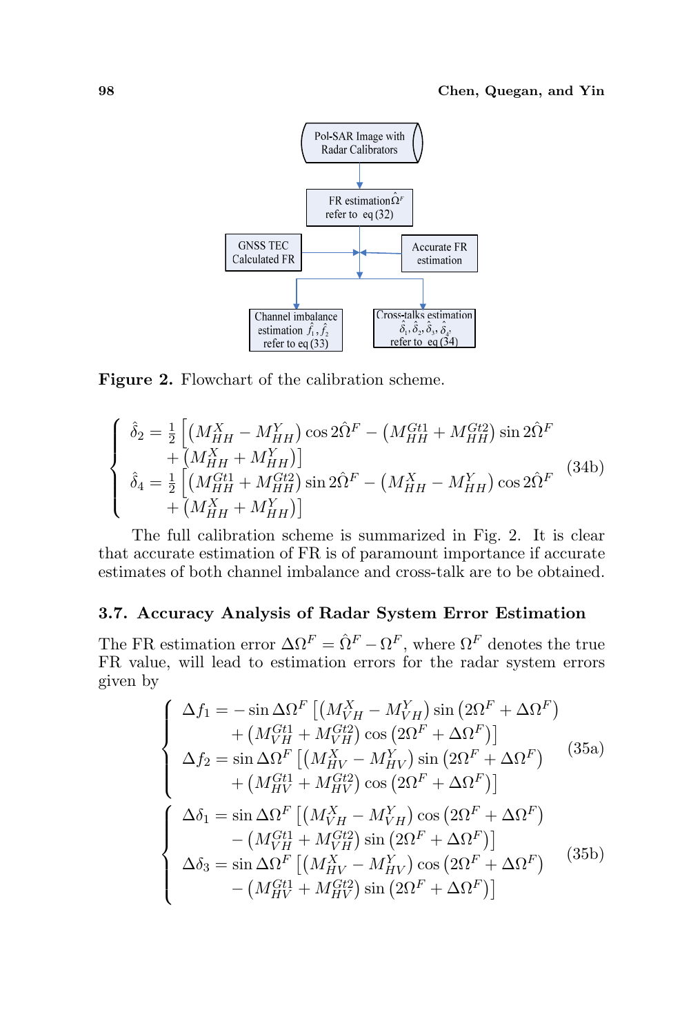Figure 2. Flowchart of the calibration scheme.

$$
\begin{cases}
\hat{\delta}_2 = \frac{1}{2}\left[\left(M_{HH}^X - M_{HH}^Y\right)\cos 2\hat{\Omega}^F - \left(M_{HH}^{Gt1} + M_{HH}^{Gt2}\right)\sin 2\hat{\Omega}^F \right. \\
\qquad \left. + \left(M_{HH}^X + M_{HH}^Y\right)\right] \\
\hat{\delta}_4 = \frac{1}{2}\left[\left(M_{HH}^{Gt1} + M_{HH}^{Gt2}\right)\sin 2\hat{\Omega}^F - \left(M_{HH}^X - M_{HH}^Y\right)\cos 2\hat{\Omega}^F \right. \\
\qquad \left. + \left(M_{HH}^X + M_{HH}^Y\right)\right]
\end{cases}
\tag{34b}
$$

The full calibration scheme is summarized in Fig. 2. It is clear that accurate estimation of FR is of paramount importance if accurate estimates of both channel imbalance and cross-talk are to be obtained.

### 3.7. Accuracy Analysis of Radar System Error Estimation

The FR estimation error $\Delta\Omega^F = \hat{\Omega}^F - \Omega^F$, where $\Omega^F$ denotes the true FR value, will lead to estimation errors for the radar system errors given by

$$
\begin{cases}
\Delta f_1 = -\sin\Delta\Omega^F\left[\left(M_{VH}^X - M_{VH}^Y\right)\sin\left(2\Omega^F + \Delta\Omega^F\right) \right. \\
\qquad \left. + \left(M_{VH}^{Gt1} + M_{VH}^{Gt2}\right)\cos\left(2\Omega^F + \Delta\Omega^F\right)\right] \\
\Delta f_2 = \sin\Delta\Omega^F\left[\left(M_{HV}^X - M_{HV}^Y\right)\sin\left(2\Omega^F + \Delta\Omega^F\right) \right. \\
\qquad \left. + \left(M_{HV}^{Gt1} + M_{HV}^{Gt2}\right)\cos\left(2\Omega^F + \Delta\Omega^F\right)\right]
\end{cases}
\tag{35a}
$$

$$
\begin{cases}
\Delta\delta_1 = \sin\Delta\Omega^F\left[\left(M_{VH}^X - M_{VH}^Y\right)\cos\left(2\Omega^F + \Delta\Omega^F\right) \right. \\
\qquad \left. - \left(M_{VH}^{Gt1} + M_{VH}^{Gt2}\right)\sin\left(2\Omega^F + \Delta\Omega^F\right)\right] \\
\Delta\delta_3 = \sin\Delta\Omega^F\left[\left(M_{HV}^X - M_{HV}^Y\right)\cos\left(2\Omega^F + \Delta\Omega^F\right) \right. \\
\qquad \left. - \left(M_{HV}^{Gt1} + M_{HV}^{Gt2}\right)\sin\left(2\Omega^F + \Delta\Omega^F\right)\right]
\end{cases}
\tag{35b}
$$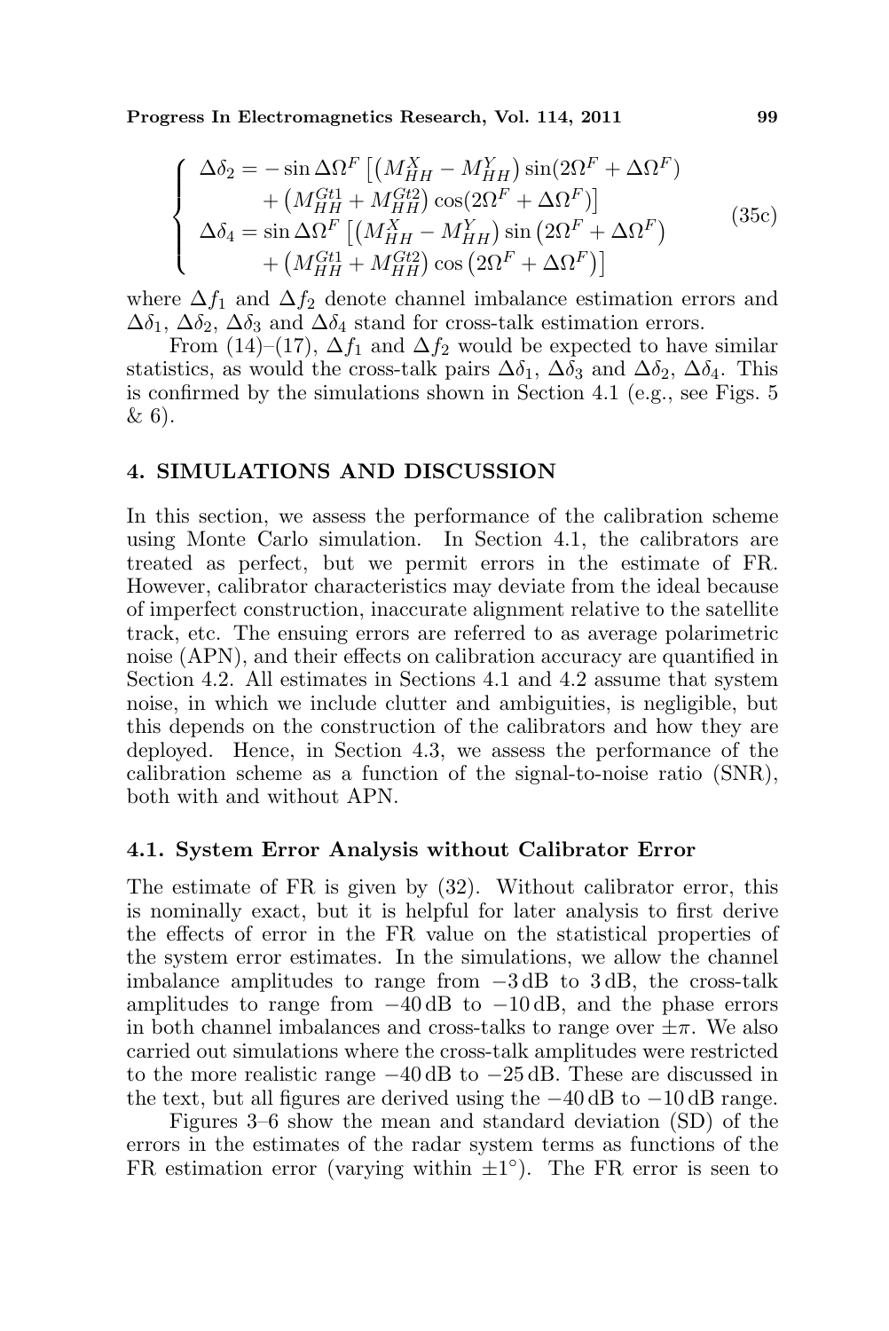$$
\left\{
\begin{aligned}
\Delta\delta_2 &= -\sin\Delta\Omega^F \left[\left(M_{HH}^X - M_{HH}^Y\right)\sin(2\Omega^F + \Delta\Omega^F)\right. \\
&\quad \left. + \left(M_{HH}^{Gt1} + M_{HH}^{Gt2}\right)\cos(2\Omega^F + \Delta\Omega^F)\right] \\
\Delta\delta_4 &= \sin\Delta\Omega^F \left[\left(M_{HH}^X - M_{HH}^Y\right)\sin\left(2\Omega^F + \Delta\Omega^F\right)\right. \\
&\quad \left. + \left(M_{HH}^{Gt1} + M_{HH}^{Gt2}\right)\cos\left(2\Omega^F + \Delta\Omega^F\right)\right]
\end{aligned}
\right.
\tag{35c}
$$

where $\Delta f_1$ and $\Delta f_2$ denote channel imbalance estimation errors and $\Delta\delta_1$, $\Delta\delta_2$, $\Delta\delta_3$ and $\Delta\delta_4$ stand for cross-talk estimation errors.

From (14)–(17), $\Delta f_1$ and $\Delta f_2$ would be expected to have similar statistics, as would the cross-talk pairs $\Delta\delta_1$, $\Delta\delta_3$ and $\Delta\delta_2$, $\Delta\delta_4$. This is confirmed by the simulations shown in Section 4.1 (e.g., see Figs. 5 & 6).

## 4. SIMULATIONS AND DISCUSSION

In this section, we assess the performance of the calibration scheme using Monte Carlo simulation. In Section 4.1, the calibrators are treated as perfect, but we permit errors in the estimate of FR. However, calibrator characteristics may deviate from the ideal because of imperfect construction, inaccurate alignment relative to the satellite track, etc. The ensuing errors are referred to as average polarimetric noise (APN), and their effects on calibration accuracy are quantified in Section 4.2. All estimates in Sections 4.1 and 4.2 assume that system noise, in which we include clutter and ambiguities, is negligible, but this depends on the construction of the calibrators and how they are deployed. Hence, in Section 4.3, we assess the performance of the calibration scheme as a function of the signal-to-noise ratio (SNR), both with and without APN.

### 4.1. System Error Analysis without Calibrator Error

The estimate of FR is given by (32). Without calibrator error, this is nominally exact, but it is helpful for later analysis to first derive the effects of error in the FR value on the statistical properties of the system error estimates. In the simulations, we allow the channel imbalance amplitudes to range from $-3$ dB to 3 dB, the cross-talk amplitudes to range from $-40$ dB to $-10$ dB, and the phase errors in both channel imbalances and cross-talks to range over $\pm\pi$. We also carried out simulations where the cross-talk amplitudes were restricted to the more realistic range $-40$ dB to $-25$ dB. These are discussed in the text, but all figures are derived using the $-40$ dB to $-10$ dB range.

Figures 3–6 show the mean and standard deviation (SD) of the errors in the estimates of the radar system terms as functions of the FR estimation error (varying within $\pm 1^\circ$). The FR error is seen to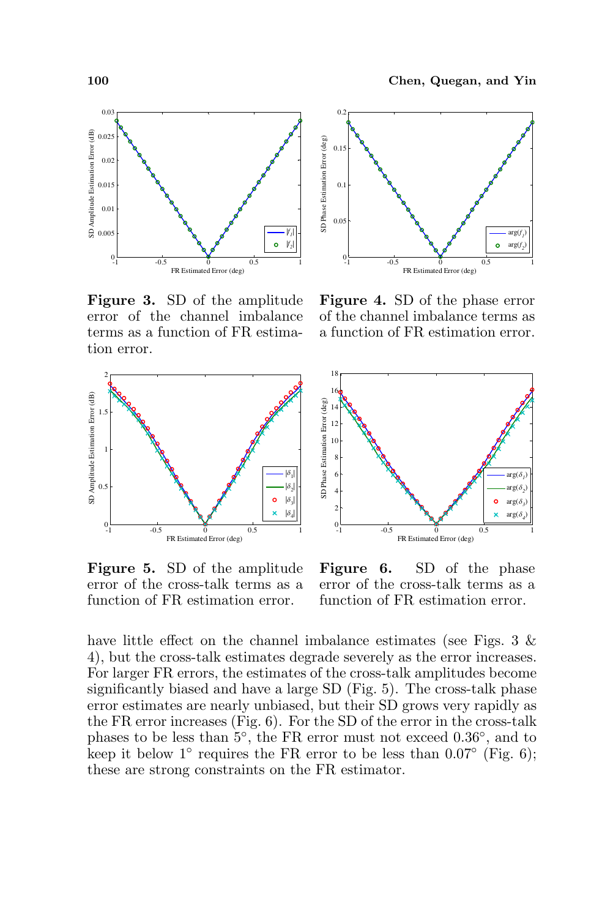**Figure 3.** SD of the amplitude error of the channel imbalance terms as a function of FR estimation error.

**Figure 4.** SD of the phase error of the channel imbalance terms as a function of FR estimation error.

**Figure 5.** SD of the amplitude error of the cross-talk terms as a function of FR estimation error.

**Figure 6.** SD of the phase error of the cross-talk terms as a function of FR estimation error.

have little effect on the channel imbalance estimates (see Figs. 3 & 4), but the cross-talk estimates degrade severely as the error increases. For larger FR errors, the estimates of the cross-talk amplitudes become significantly biased and have a large SD (Fig. 5). The cross-talk phase error estimates are nearly unbiased, but their SD grows very rapidly as the FR error increases (Fig. 6). For the SD of the error in the cross-talk phases to be less than 5°, the FR error must not exceed 0.36°, and to keep it below 1° requires the FR error to be less than 0.07° (Fig. 6); these are strong constraints on the FR estimator.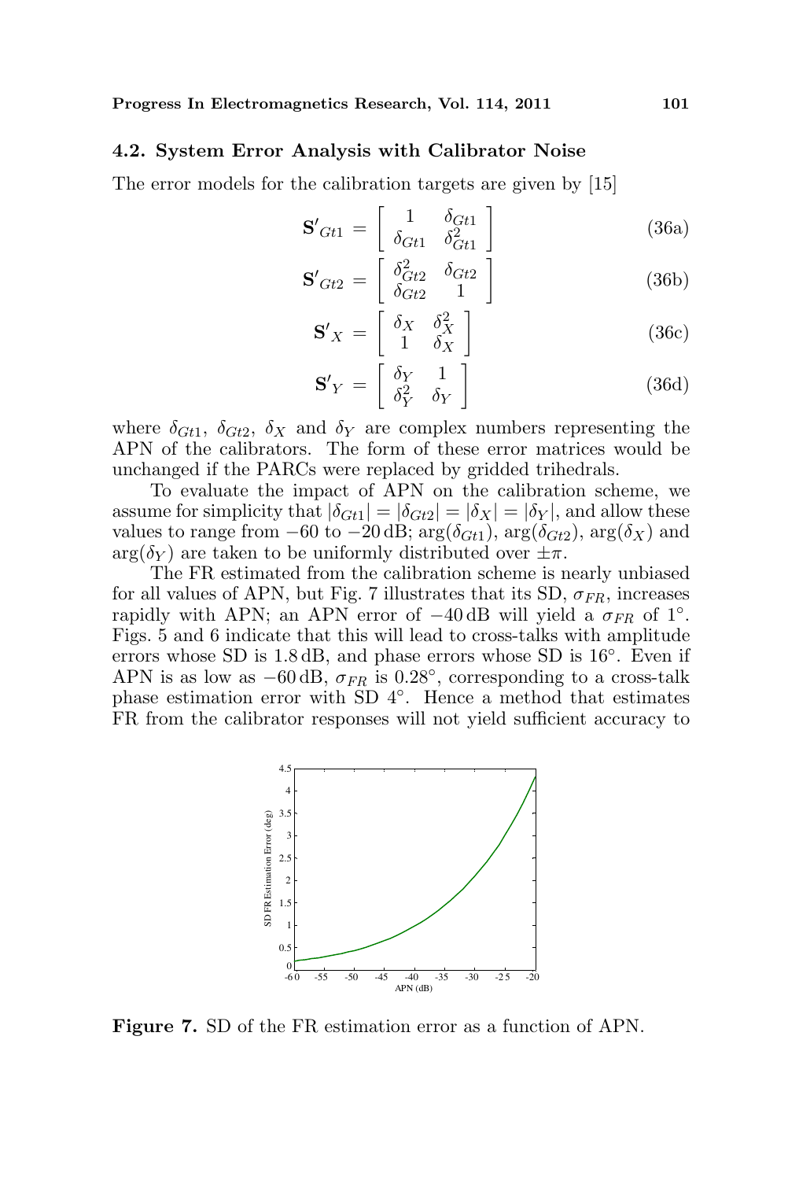### 4.2. System Error Analysis with Calibrator Noise

The error models for the calibration targets are given by [15]

$$\mathbf{S}'_{Gt1} = \begin{bmatrix} 1 & \delta_{Gt1} \\ \delta_{Gt1} & \delta_{Gt1}^2 \end{bmatrix} \tag{36a}$$

$$\mathbf{S}'_{Gt2} = \begin{bmatrix} \delta_{Gt2}^2 & \delta_{Gt2} \\ \delta_{Gt2} & 1 \end{bmatrix} \tag{36b}$$

$$\mathbf{S}'_{X} = \begin{bmatrix} \delta_{X} & \delta_{X}^2 \\ 1 & \delta_{X} \end{bmatrix} \tag{36c}$$

$$\mathbf{S}'_{Y} = \begin{bmatrix} \delta_{Y} & 1 \\ \delta_{Y}^2 & \delta_{Y} \end{bmatrix} \tag{36d}$$

where $\delta_{Gt1}$, $\delta_{Gt2}$, $\delta_X$ and $\delta_Y$ are complex numbers representing the APN of the calibrators. The form of these error matrices would be unchanged if the PARCs were replaced by gridded trihedrals.

To evaluate the impact of APN on the calibration scheme, we assume for simplicity that $|\delta_{Gt1}| = |\delta_{Gt2}| = |\delta_X| = |\delta_Y|$, and allow these values to range from $-60$ to $-20$ dB; $\arg(\delta_{Gt1})$, $\arg(\delta_{Gt2})$, $\arg(\delta_X)$ and $\arg(\delta_Y)$ are taken to be uniformly distributed over $\pm\pi$.

The FR estimated from the calibration scheme is nearly unbiased for all values of APN, but Fig. 7 illustrates that its SD, $\sigma_{FR}$, increases rapidly with APN; an APN error of $-40$ dB will yield a $\sigma_{FR}$ of $1^\circ$. Figs. 5 and 6 indicate that this will lead to cross-talks with amplitude errors whose SD is 1.8 dB, and phase errors whose SD is $16^\circ$. Even if APN is as low as $-60$ dB, $\sigma_{FR}$ is $0.28^\circ$, corresponding to a cross-talk phase estimation error with SD $4^\circ$. Hence a method that estimates FR from the calibrator responses will not yield sufficient accuracy to

**Figure 7.** SD of the FR estimation error as a function of APN.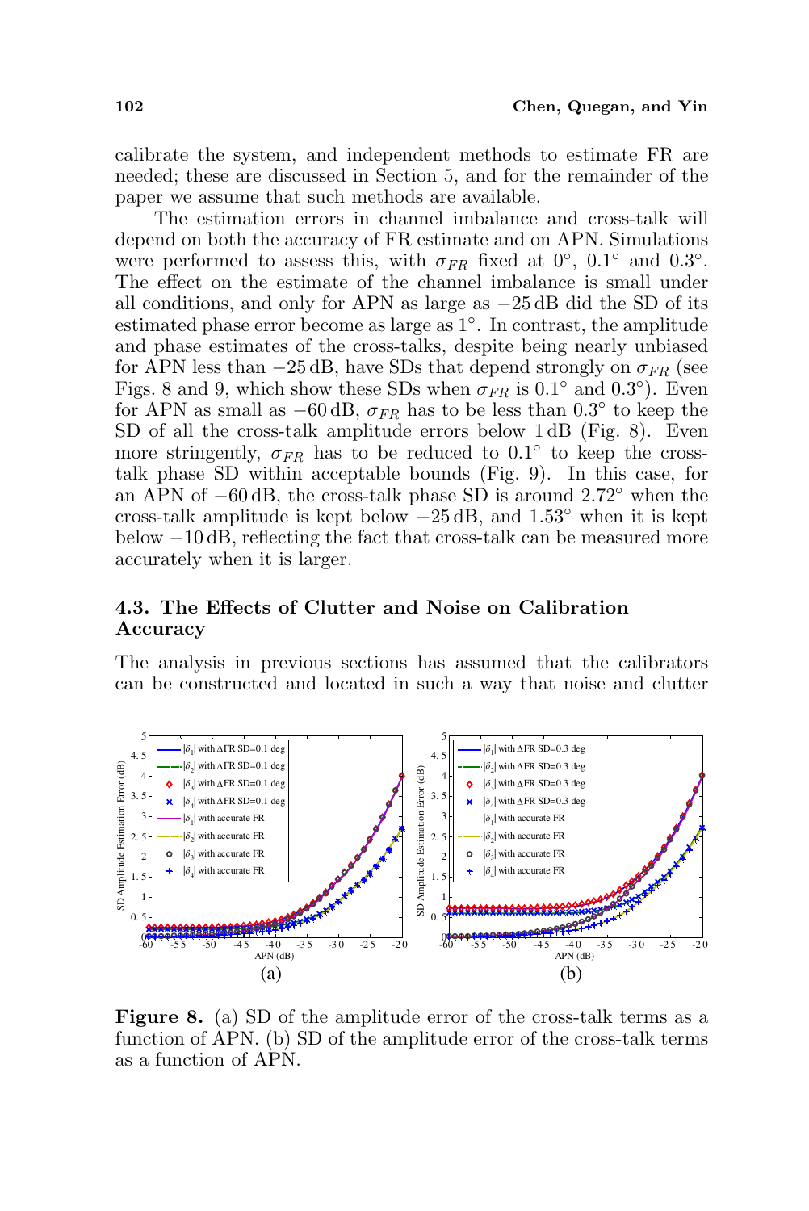calibrate the system, and independent methods to estimate FR are needed; these are discussed in Section 5, and for the remainder of the paper we assume that such methods are available.

The estimation errors in channel imbalance and cross-talk will depend on both the accuracy of FR estimate and on APN. Simulations were performed to assess this, with $\sigma_{FR}$ fixed at $0°$, $0.1°$ and $0.3°$. The effect on the estimate of the channel imbalance is small under all conditions, and only for APN as large as $-25$ dB did the SD of its estimated phase error become as large as $1°$. In contrast, the amplitude and phase estimates of the cross-talks, despite being nearly unbiased for APN less than $-25$ dB, have SDs that depend strongly on $\sigma_{FR}$ (see Figs. 8 and 9, which show these SDs when $\sigma_{FR}$ is $0.1°$ and $0.3°$). Even for APN as small as $-60$ dB, $\sigma_{FR}$ has to be less than $0.3°$ to keep the SD of all the cross-talk amplitude errors below 1 dB (Fig. 8). Even more stringently, $\sigma_{FR}$ has to be reduced to $0.1°$ to keep the cross-talk phase SD within acceptable bounds (Fig. 9). In this case, for an APN of $-60$ dB, the cross-talk phase SD is around $2.72°$ when the cross-talk amplitude is kept below $-25$ dB, and $1.53°$ when it is kept below $-10$ dB, reflecting the fact that cross-talk can be measured more accurately when it is larger.

### 4.3. The Effects of Clutter and Noise on Calibration Accuracy

The analysis in previous sections has assumed that the calibrators can be constructed and located in such a way that noise and clutter

**Figure 8.** (a) SD of the amplitude error of the cross-talk terms as a function of APN. (b) SD of the amplitude error of the cross-talk terms as a function of APN.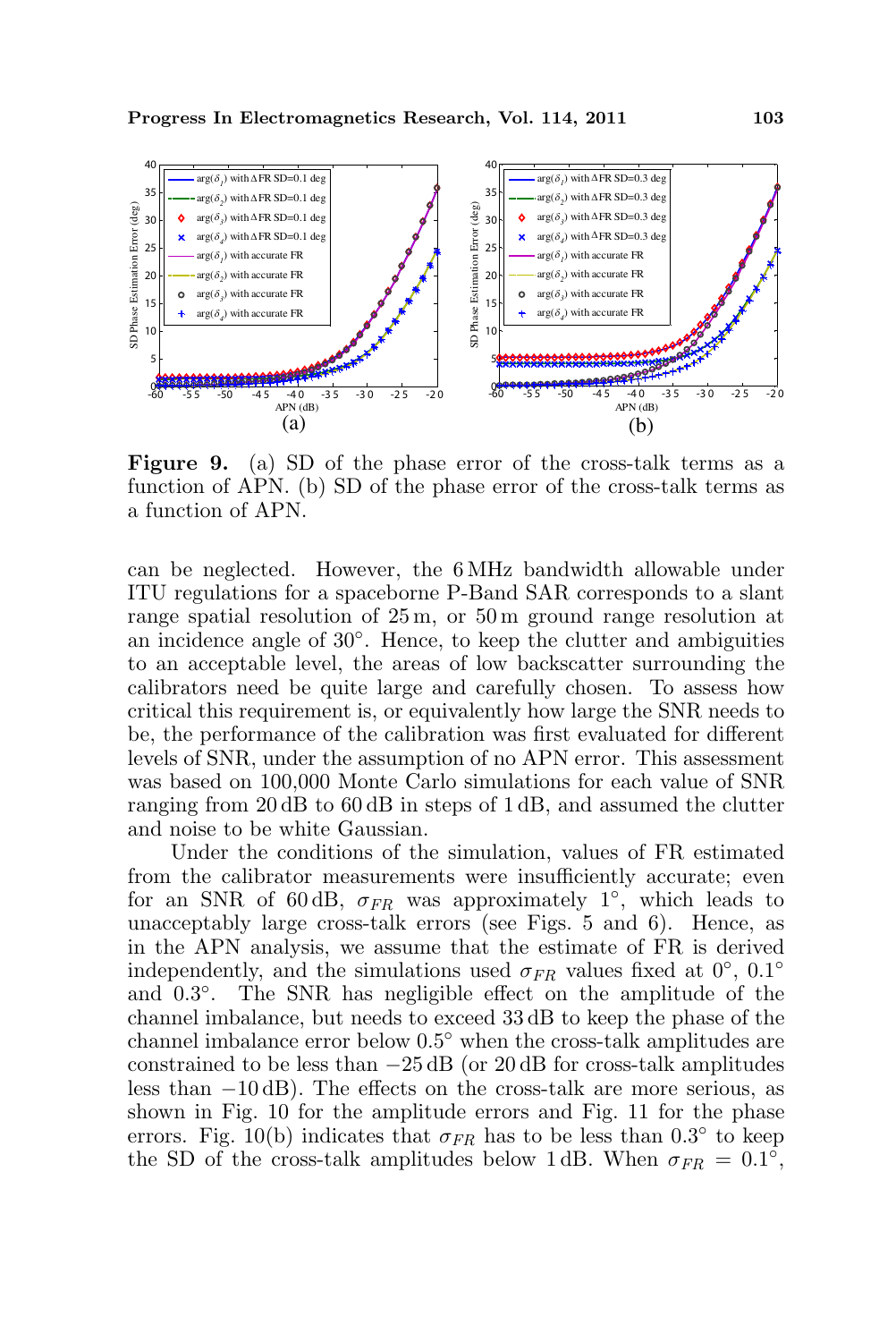**Figure 9.** (a) SD of the phase error of the cross-talk terms as a function of APN. (b) SD of the phase error of the cross-talk terms as a function of APN.

can be neglected. However, the 6 MHz bandwidth allowable under ITU regulations for a spaceborne P-Band SAR corresponds to a slant range spatial resolution of 25 m, or 50 m ground range resolution at an incidence angle of 30°. Hence, to keep the clutter and ambiguities to an acceptable level, the areas of low backscatter surrounding the calibrators need be quite large and carefully chosen. To assess how critical this requirement is, or equivalently how large the SNR needs to be, the performance of the calibration was first evaluated for different levels of SNR, under the assumption of no APN error. This assessment was based on 100,000 Monte Carlo simulations for each value of SNR ranging from 20 dB to 60 dB in steps of 1 dB, and assumed the clutter and noise to be white Gaussian.

Under the conditions of the simulation, values of FR estimated from the calibrator measurements were insufficiently accurate; even for an SNR of 60 dB, $\sigma_{FR}$ was approximately 1°, which leads to unacceptably large cross-talk errors (see Figs. 5 and 6). Hence, as in the APN analysis, we assume that the estimate of FR is derived independently, and the simulations used $\sigma_{FR}$ values fixed at 0°, 0.1° and 0.3°. The SNR has negligible effect on the amplitude of the channel imbalance, but needs to exceed 33 dB to keep the phase of the channel imbalance error below 0.5° when the cross-talk amplitudes are constrained to be less than −25 dB (or 20 dB for cross-talk amplitudes less than −10 dB). The effects on the cross-talk are more serious, as shown in Fig. 10 for the amplitude errors and Fig. 11 for the phase errors. Fig. 10(b) indicates that $\sigma_{FR}$ has to be less than 0.3° to keep the SD of the cross-talk amplitudes below 1 dB. When $\sigma_{FR} = 0.1°$,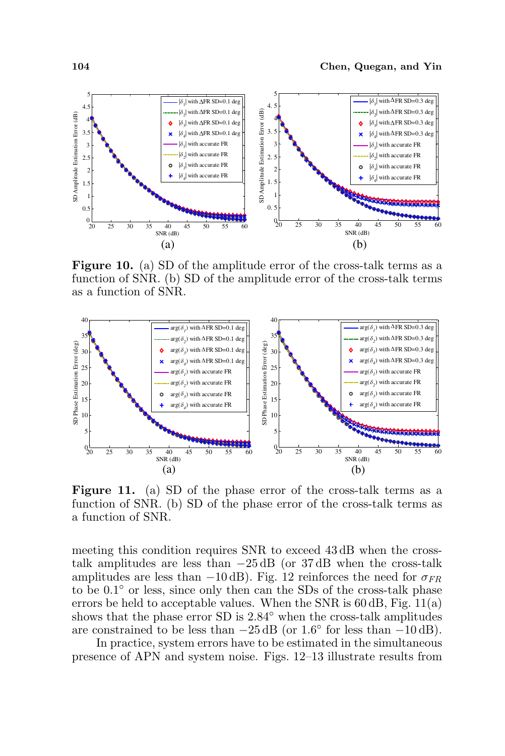**Figure 10.** (a) SD of the amplitude error of the cross-talk terms as a function of SNR. (b) SD of the amplitude error of the cross-talk terms as a function of SNR.

**Figure 11.** (a) SD of the phase error of the cross-talk terms as a function of SNR. (b) SD of the phase error of the cross-talk terms as a function of SNR.

meeting this condition requires SNR to exceed 43 dB when the cross-talk amplitudes are less than −25 dB (or 37 dB when the cross-talk amplitudes are less than −10 dB). Fig. 12 reinforces the need for $\sigma_{FR}$ to be 0.1° or less, since only then can the SDs of the cross-talk phase errors be held to acceptable values. When the SNR is 60 dB, Fig. 11(a) shows that the phase error SD is 2.84° when the cross-talk amplitudes are constrained to be less than −25 dB (or 1.6° for less than −10 dB).

In practice, system errors have to be estimated in the simultaneous presence of APN and system noise. Figs. 12–13 illustrate results from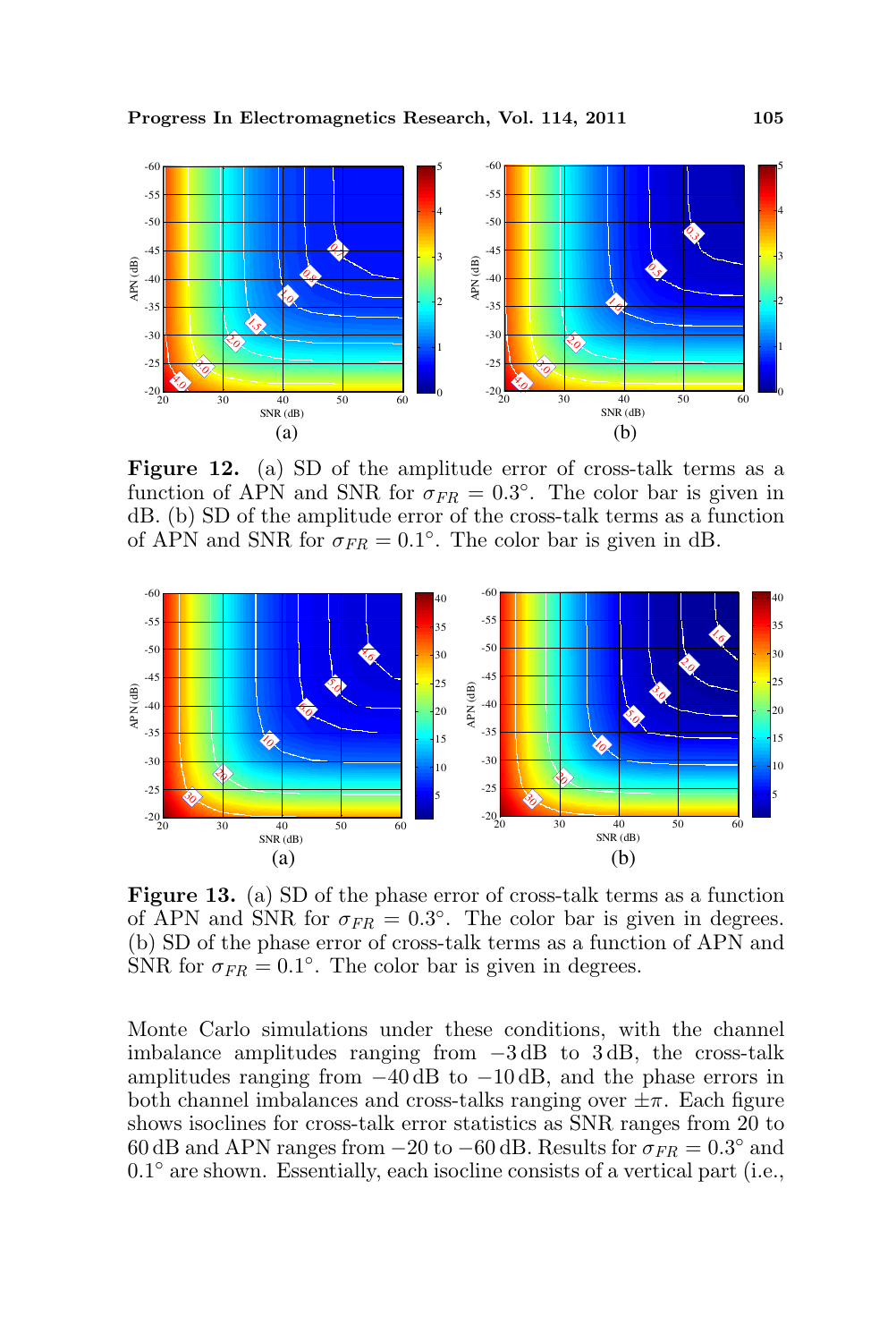**Figure 12.** (a) SD of the amplitude error of cross-talk terms as a function of APN and SNR for $\sigma_{FR} = 0.3^\circ$. The color bar is given in dB. (b) SD of the amplitude error of the cross-talk terms as a function of APN and SNR for $\sigma_{FR} = 0.1^\circ$. The color bar is given in dB.

**Figure 13.** (a) SD of the phase error of cross-talk terms as a function of APN and SNR for $\sigma_{FR} = 0.3^\circ$. The color bar is given in degrees. (b) SD of the phase error of cross-talk terms as a function of APN and SNR for $\sigma_{FR} = 0.1^\circ$. The color bar is given in degrees.

Monte Carlo simulations under these conditions, with the channel imbalance amplitudes ranging from $-3$ dB to 3 dB, the cross-talk amplitudes ranging from $-40$ dB to $-10$ dB, and the phase errors in both channel imbalances and cross-talks ranging over $\pm\pi$. Each figure shows isoclines for cross-talk error statistics as SNR ranges from 20 to 60 dB and APN ranges from $-20$ to $-60$ dB. Results for $\sigma_{FR} = 0.3^\circ$ and $0.1^\circ$ are shown. Essentially, each isocline consists of a vertical part (i.e.,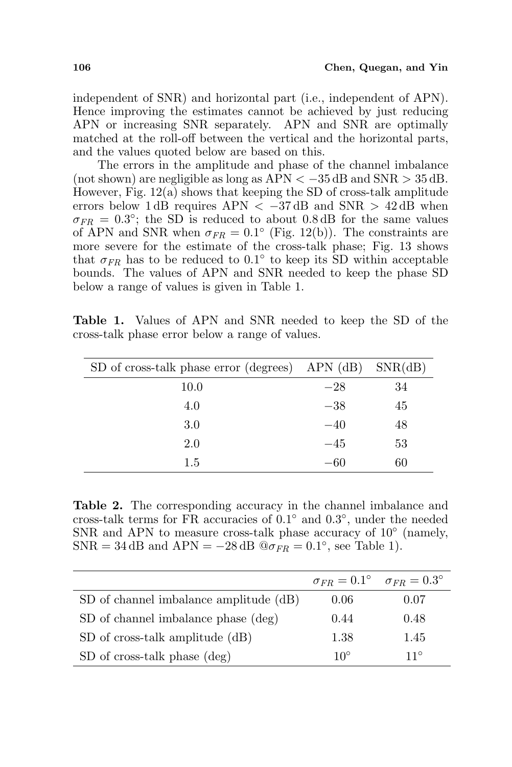independent of SNR) and horizontal part (i.e., independent of APN). Hence improving the estimates cannot be achieved by just reducing APN or increasing SNR separately. APN and SNR are optimally matched at the roll-off between the vertical and the horizontal parts, and the values quoted below are based on this.

The errors in the amplitude and phase of the channel imbalance (not shown) are negligible as long as APN $< -35$ dB and SNR $> 35$ dB. However, Fig. 12(a) shows that keeping the SD of cross-talk amplitude errors below 1 dB requires APN $< -37$ dB and SNR $> 42$ dB when $\sigma_{FR} = 0.3°$; the SD is reduced to about 0.8 dB for the same values of APN and SNR when $\sigma_{FR} = 0.1°$ (Fig. 12(b)). The constraints are more severe for the estimate of the cross-talk phase; Fig. 13 shows that $\sigma_{FR}$ has to be reduced to $0.1°$ to keep its SD within acceptable bounds. The values of APN and SNR needed to keep the phase SD below a range of values is given in Table 1.

**Table 1.** Values of APN and SNR needed to keep the SD of the cross-talk phase error below a range of values.

| SD of cross-talk phase error (degrees) | APN (dB) | SNR(dB) |
|---|---|---|
| 10.0 | $-28$ | 34 |
| 4.0 | $-38$ | 45 |
| 3.0 | $-40$ | 48 |
| 2.0 | $-45$ | 53 |
| 1.5 | $-60$ | 60 |

**Table 2.** The corresponding accuracy in the channel imbalance and cross-talk terms for FR accuracies of $0.1°$ and $0.3°$, under the needed SNR and APN to measure cross-talk phase accuracy of $10°$ (namely, SNR $= 34$ dB and APN $= -28$ dB @$\sigma_{FR} = 0.1°$, see Table 1).

| | $\sigma_{FR} = 0.1°$ | $\sigma_{FR} = 0.3°$ |
|---|---|---|
| SD of channel imbalance amplitude (dB) | 0.06 | 0.07 |
| SD of channel imbalance phase (deg) | 0.44 | 0.48 |
| SD of cross-talk amplitude (dB) | 1.38 | 1.45 |
| SD of cross-talk phase (deg) | $10°$ | $11°$ |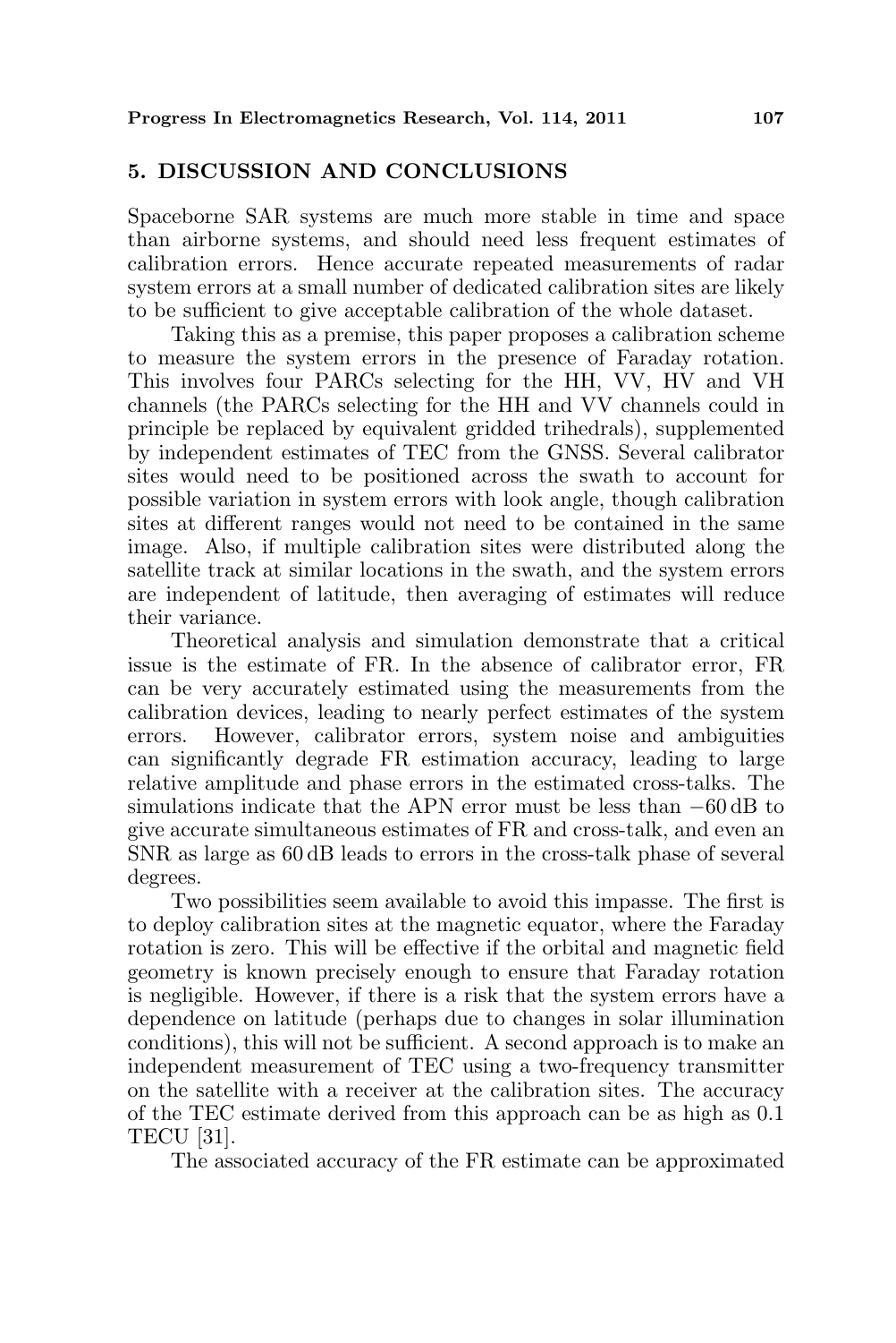## 5. DISCUSSION AND CONCLUSIONS

Spaceborne SAR systems are much more stable in time and space than airborne systems, and should need less frequent estimates of calibration errors. Hence accurate repeated measurements of radar system errors at a small number of dedicated calibration sites are likely to be sufficient to give acceptable calibration of the whole dataset.

Taking this as a premise, this paper proposes a calibration scheme to measure the system errors in the presence of Faraday rotation. This involves four PARCs selecting for the HH, VV, HV and VH channels (the PARCs selecting for the HH and VV channels could in principle be replaced by equivalent gridded trihedrals), supplemented by independent estimates of TEC from the GNSS. Several calibrator sites would need to be positioned across the swath to account for possible variation in system errors with look angle, though calibration sites at different ranges would not need to be contained in the same image. Also, if multiple calibration sites were distributed along the satellite track at similar locations in the swath, and the system errors are independent of latitude, then averaging of estimates will reduce their variance.

Theoretical analysis and simulation demonstrate that a critical issue is the estimate of FR. In the absence of calibrator error, FR can be very accurately estimated using the measurements from the calibration devices, leading to nearly perfect estimates of the system errors. However, calibrator errors, system noise and ambiguities can significantly degrade FR estimation accuracy, leading to large relative amplitude and phase errors in the estimated cross-talks. The simulations indicate that the APN error must be less than $-60$ dB to give accurate simultaneous estimates of FR and cross-talk, and even an SNR as large as 60 dB leads to errors in the cross-talk phase of several degrees.

Two possibilities seem available to avoid this impasse. The first is to deploy calibration sites at the magnetic equator, where the Faraday rotation is zero. This will be effective if the orbital and magnetic field geometry is known precisely enough to ensure that Faraday rotation is negligible. However, if there is a risk that the system errors have a dependence on latitude (perhaps due to changes in solar illumination conditions), this will not be sufficient. A second approach is to make an independent measurement of TEC using a two-frequency transmitter on the satellite with a receiver at the calibration sites. The accuracy of the TEC estimate derived from this approach can be as high as 0.1 TECU [31].

The associated accuracy of the FR estimate can be approximated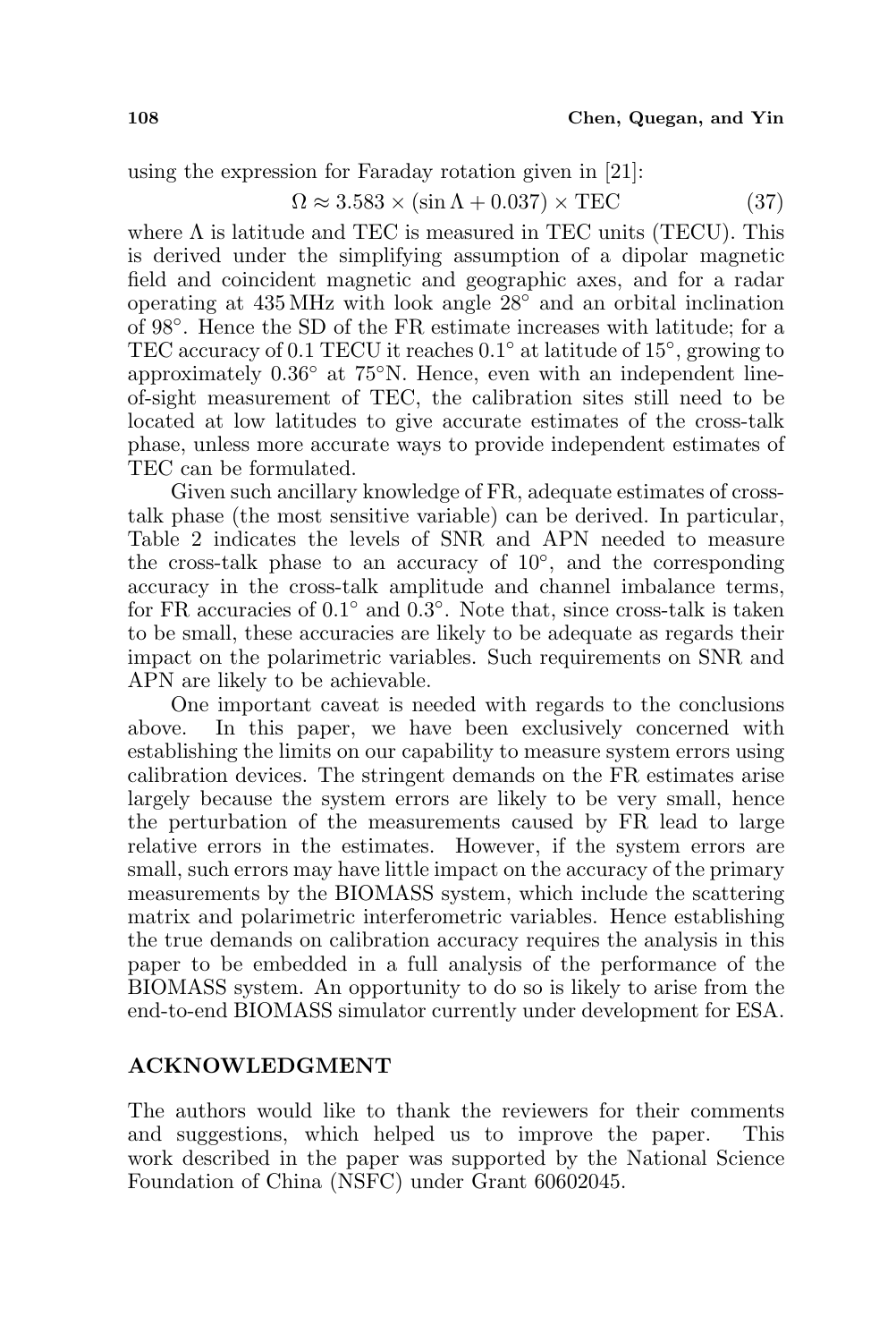using the expression for Faraday rotation given in [21]:

$$\Omega \approx 3.583 \times (\sin \Lambda + 0.037) \times \text{TEC} \tag{37}$$

where $\Lambda$ is latitude and TEC is measured in TEC units (TECU). This is derived under the simplifying assumption of a dipolar magnetic field and coincident magnetic and geographic axes, and for a radar operating at 435 MHz with look angle $28^\circ$ and an orbital inclination of $98^\circ$. Hence the SD of the FR estimate increases with latitude; for a TEC accuracy of 0.1 TECU it reaches $0.1^\circ$ at latitude of $15^\circ$, growing to approximately $0.36^\circ$ at $75^\circ$N. Hence, even with an independent line-of-sight measurement of TEC, the calibration sites still need to be located at low latitudes to give accurate estimates of the cross-talk phase, unless more accurate ways to provide independent estimates of TEC can be formulated.

Given such ancillary knowledge of FR, adequate estimates of cross-talk phase (the most sensitive variable) can be derived. In particular, Table 2 indicates the levels of SNR and APN needed to measure the cross-talk phase to an accuracy of $10^\circ$, and the corresponding accuracy in the cross-talk amplitude and channel imbalance terms, for FR accuracies of $0.1^\circ$ and $0.3^\circ$. Note that, since cross-talk is taken to be small, these accuracies are likely to be adequate as regards their impact on the polarimetric variables. Such requirements on SNR and APN are likely to be achievable.

One important caveat is needed with regards to the conclusions above. In this paper, we have been exclusively concerned with establishing the limits on our capability to measure system errors using calibration devices. The stringent demands on the FR estimates arise largely because the system errors are likely to be very small, hence the perturbation of the measurements caused by FR lead to large relative errors in the estimates. However, if the system errors are small, such errors may have little impact on the accuracy of the primary measurements by the BIOMASS system, which include the scattering matrix and polarimetric interferometric variables. Hence establishing the true demands on calibration accuracy requires the analysis in this paper to be embedded in a full analysis of the performance of the BIOMASS system. An opportunity to do so is likely to arise from the end-to-end BIOMASS simulator currently under development for ESA.

## ACKNOWLEDGMENT

The authors would like to thank the reviewers for their comments and suggestions, which helped us to improve the paper. This work described in the paper was supported by the National Science Foundation of China (NSFC) under Grant 60602045.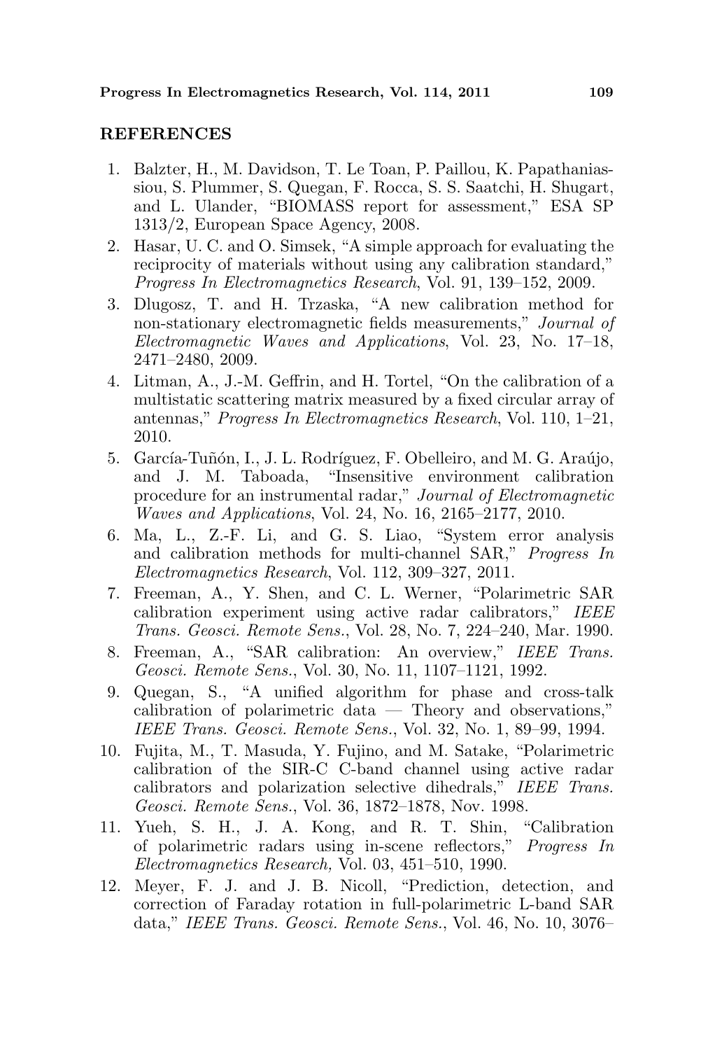## REFERENCES

1. Balzter, H., M. Davidson, T. Le Toan, P. Paillou, K. Papathaniassiou, S. Plummer, S. Quegan, F. Rocca, S. S. Saatchi, H. Shugart, and L. Ulander, "BIOMASS report for assessment," ESA SP 1313/2, European Space Agency, 2008.
2. Hasar, U. C. and O. Simsek, "A simple approach for evaluating the reciprocity of materials without using any calibration standard," *Progress In Electromagnetics Research*, Vol. 91, 139–152, 2009.
3. Dlugosz, T. and H. Trzaska, "A new calibration method for non-stationary electromagnetic fields measurements," *Journal of Electromagnetic Waves and Applications*, Vol. 23, No. 17–18, 2471–2480, 2009.
4. Litman, A., J.-M. Geffrin, and H. Tortel, "On the calibration of a multistatic scattering matrix measured by a fixed circular array of antennas," *Progress In Electromagnetics Research*, Vol. 110, 1–21, 2010.
5. García-Tuñón, I., J. L. Rodríguez, F. Obelleiro, and M. G. Araújo, and J. M. Taboada, "Insensitive environment calibration procedure for an instrumental radar," *Journal of Electromagnetic Waves and Applications*, Vol. 24, No. 16, 2165–2177, 2010.
6. Ma, L., Z.-F. Li, and G. S. Liao, "System error analysis and calibration methods for multi-channel SAR," *Progress In Electromagnetics Research*, Vol. 112, 309–327, 2011.
7. Freeman, A., Y. Shen, and C. L. Werner, "Polarimetric SAR calibration experiment using active radar calibrators," *IEEE Trans. Geosci. Remote Sens.*, Vol. 28, No. 7, 224–240, Mar. 1990.
8. Freeman, A., "SAR calibration: An overview," *IEEE Trans. Geosci. Remote Sens.*, Vol. 30, No. 11, 1107–1121, 1992.
9. Quegan, S., "A unified algorithm for phase and cross-talk calibration of polarimetric data — Theory and observations," *IEEE Trans. Geosci. Remote Sens.*, Vol. 32, No. 1, 89–99, 1994.
10. Fujita, M., T. Masuda, Y. Fujino, and M. Satake, "Polarimetric calibration of the SIR-C C-band channel using active radar calibrators and polarization selective dihedrals," *IEEE Trans. Geosci. Remote Sens.*, Vol. 36, 1872–1878, Nov. 1998.
11. Yueh, S. H., J. A. Kong, and R. T. Shin, "Calibration of polarimetric radars using in-scene reflectors," *Progress In Electromagnetics Research,* Vol. 03, 451–510, 1990.
12. Meyer, F. J. and J. B. Nicoll, "Prediction, detection, and correction of Faraday rotation in full-polarimetric L-band SAR data," *IEEE Trans. Geosci. Remote Sens.*, Vol. 46, No. 10, 3076–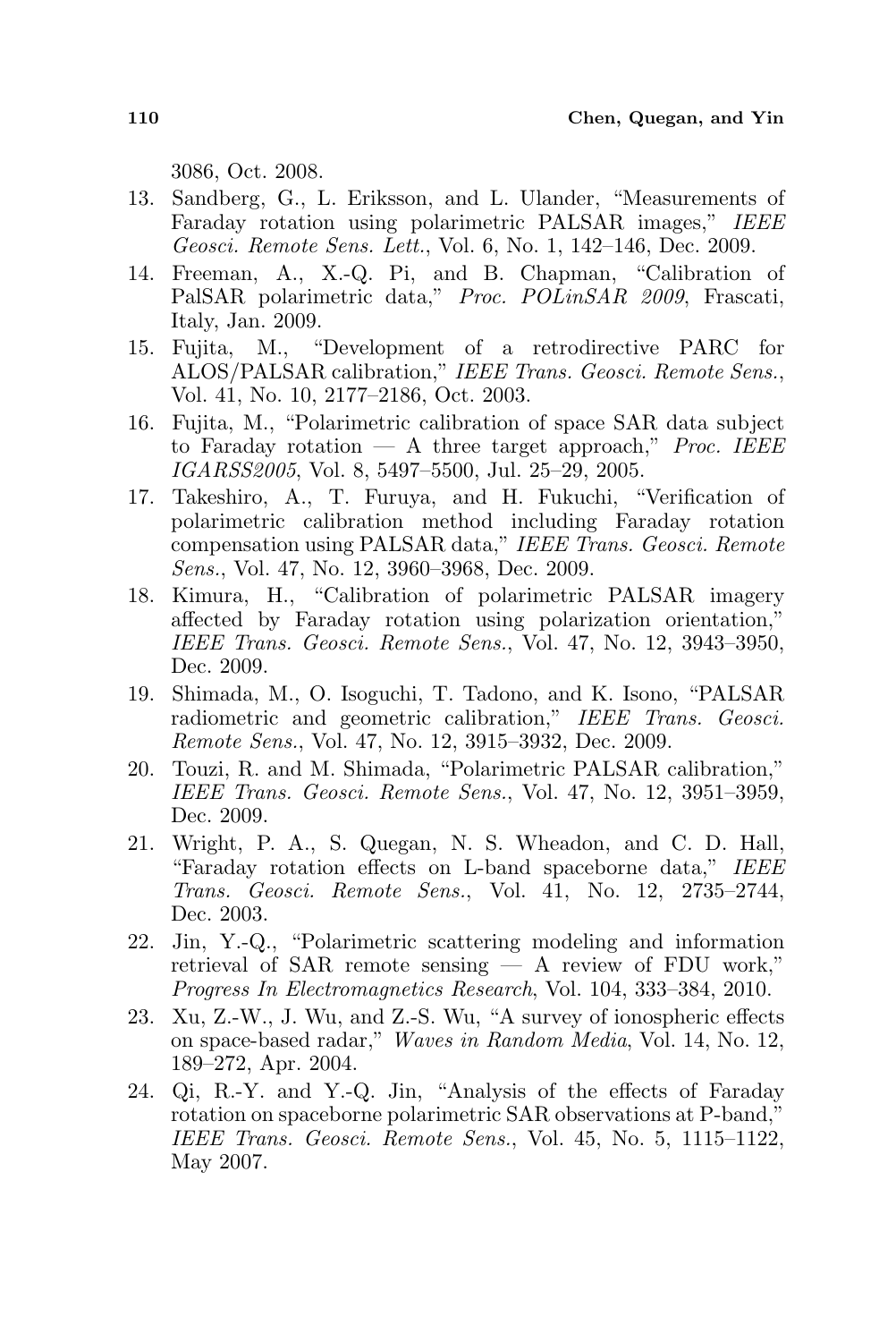3086, Oct. 2008.

13. Sandberg, G., L. Eriksson, and L. Ulander, "Measurements of Faraday rotation using polarimetric PALSAR images," *IEEE Geosci. Remote Sens. Lett.*, Vol. 6, No. 1, 142–146, Dec. 2009.
14. Freeman, A., X.-Q. Pi, and B. Chapman, "Calibration of PalSAR polarimetric data," *Proc. POLinSAR 2009*, Frascati, Italy, Jan. 2009.
15. Fujita, M., "Development of a retrodirective PARC for ALOS/PALSAR calibration," *IEEE Trans. Geosci. Remote Sens.*, Vol. 41, No. 10, 2177–2186, Oct. 2003.
16. Fujita, M., "Polarimetric calibration of space SAR data subject to Faraday rotation — A three target approach," *Proc. IEEE IGARSS2005*, Vol. 8, 5497–5500, Jul. 25–29, 2005.
17. Takeshiro, A., T. Furuya, and H. Fukuchi, "Verification of polarimetric calibration method including Faraday rotation compensation using PALSAR data," *IEEE Trans. Geosci. Remote Sens.*, Vol. 47, No. 12, 3960–3968, Dec. 2009.
18. Kimura, H., "Calibration of polarimetric PALSAR imagery affected by Faraday rotation using polarization orientation," *IEEE Trans. Geosci. Remote Sens.*, Vol. 47, No. 12, 3943–3950, Dec. 2009.
19. Shimada, M., O. Isoguchi, T. Tadono, and K. Isono, "PALSAR radiometric and geometric calibration," *IEEE Trans. Geosci. Remote Sens.*, Vol. 47, No. 12, 3915–3932, Dec. 2009.
20. Touzi, R. and M. Shimada, "Polarimetric PALSAR calibration," *IEEE Trans. Geosci. Remote Sens.*, Vol. 47, No. 12, 3951–3959, Dec. 2009.
21. Wright, P. A., S. Quegan, N. S. Wheadon, and C. D. Hall, "Faraday rotation effects on L-band spaceborne data," *IEEE Trans. Geosci. Remote Sens.*, Vol. 41, No. 12, 2735–2744, Dec. 2003.
22. Jin, Y.-Q., "Polarimetric scattering modeling and information retrieval of SAR remote sensing — A review of FDU work," *Progress In Electromagnetics Research*, Vol. 104, 333–384, 2010.
23. Xu, Z.-W., J. Wu, and Z.-S. Wu, "A survey of ionospheric effects on space-based radar," *Waves in Random Media*, Vol. 14, No. 12, 189–272, Apr. 2004.
24. Qi, R.-Y. and Y.-Q. Jin, "Analysis of the effects of Faraday rotation on spaceborne polarimetric SAR observations at P-band," *IEEE Trans. Geosci. Remote Sens.*, Vol. 45, No. 5, 1115–1122, May 2007.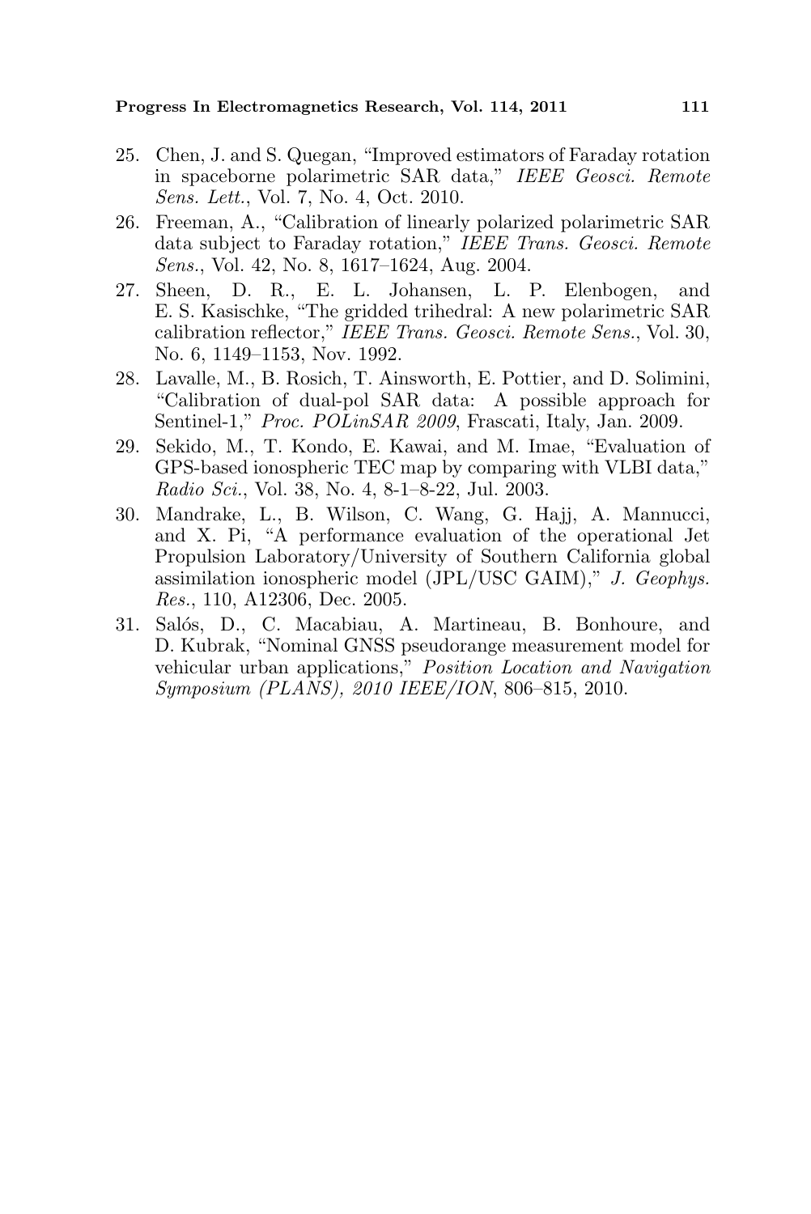25. Chen, J. and S. Quegan, "Improved estimators of Faraday rotation in spaceborne polarimetric SAR data," *IEEE Geosci. Remote Sens. Lett.*, Vol. 7, No. 4, Oct. 2010.
26. Freeman, A., "Calibration of linearly polarized polarimetric SAR data subject to Faraday rotation," *IEEE Trans. Geosci. Remote Sens.*, Vol. 42, No. 8, 1617–1624, Aug. 2004.
27. Sheen, D. R., E. L. Johansen, L. P. Elenbogen, and E. S. Kasischke, "The gridded trihedral: A new polarimetric SAR calibration reflector," *IEEE Trans. Geosci. Remote Sens.*, Vol. 30, No. 6, 1149–1153, Nov. 1992.
28. Lavalle, M., B. Rosich, T. Ainsworth, E. Pottier, and D. Solimini, "Calibration of dual-pol SAR data: A possible approach for Sentinel-1," *Proc. POLinSAR 2009*, Frascati, Italy, Jan. 2009.
29. Sekido, M., T. Kondo, E. Kawai, and M. Imae, "Evaluation of GPS-based ionospheric TEC map by comparing with VLBI data," *Radio Sci.*, Vol. 38, No. 4, 8-1–8-22, Jul. 2003.
30. Mandrake, L., B. Wilson, C. Wang, G. Hajj, A. Mannucci, and X. Pi, "A performance evaluation of the operational Jet Propulsion Laboratory/University of Southern California global assimilation ionospheric model (JPL/USC GAIM)," *J. Geophys. Res.*, 110, A12306, Dec. 2005.
31. Salós, D., C. Macabiau, A. Martineau, B. Bonhoure, and D. Kubrak, "Nominal GNSS pseudorange measurement model for vehicular urban applications," *Position Location and Navigation Symposium (PLANS), 2010 IEEE/ION*, 806–815, 2010.